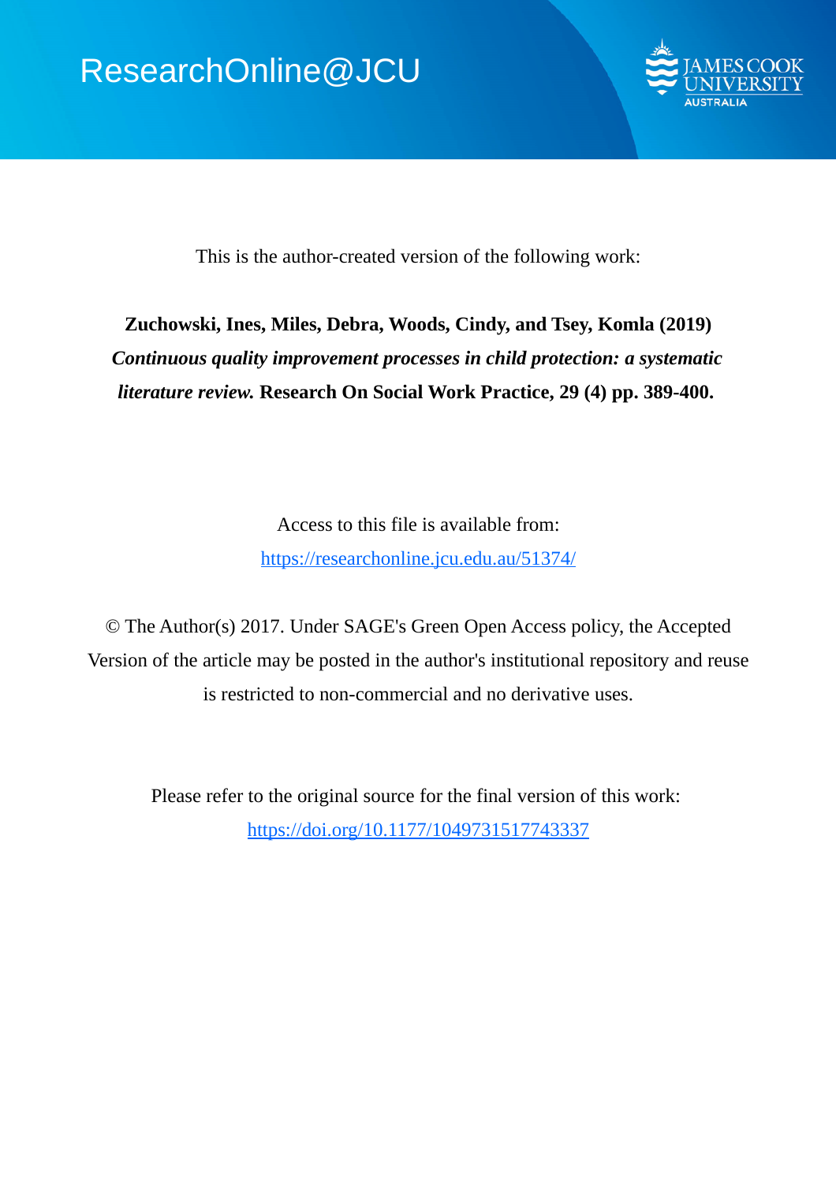ResearchOnline@JCU

This is the author-created version of the following work:

**Zuchowski, Ines, Miles, Debra, Woods, Cindy, and Tsey, Komla (2019)** ***Continuous quality improvement processes in child protection: a systematic literature review.*** **Research On Social Work Practice, 29 (4) pp. 389-400.**

Access to this file is available from:

https://researchonline.jcu.edu.au/51374/

© The Author(s) 2017. Under SAGE's Green Open Access policy, the Accepted Version of the article may be posted in the author's institutional repository and reuse is restricted to non-commercial and no derivative uses.

Please refer to the original source for the final version of this work:

https://doi.org/10.1177/1049731517743337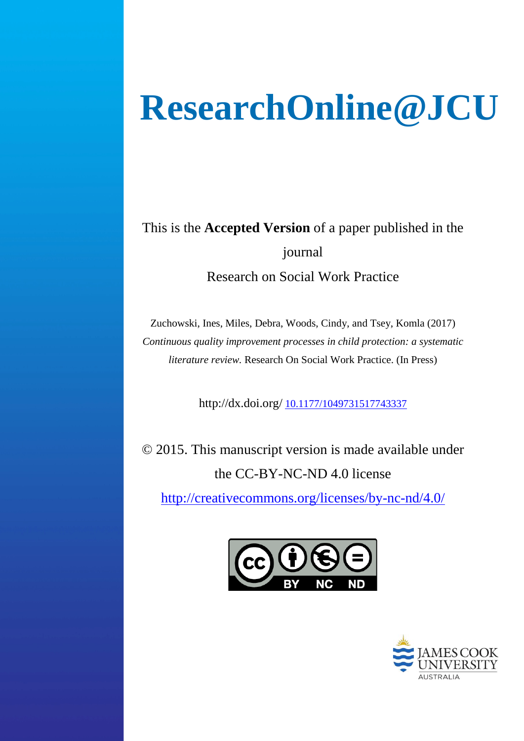# ResearchOnline@JCU

This is the **Accepted Version** of a paper published in the journal

Research on Social Work Practice

Zuchowski, Ines, Miles, Debra, Woods, Cindy, and Tsey, Komla (2017) *Continuous quality improvement processes in child protection: a systematic literature review.* Research On Social Work Practice. (In Press)

http://dx.doi.org/ 10.1177/1049731517743337

© 2015. This manuscript version is made available under the CC-BY-NC-ND 4.0 license

http://creativecommons.org/licenses/by-nc-nd/4.0/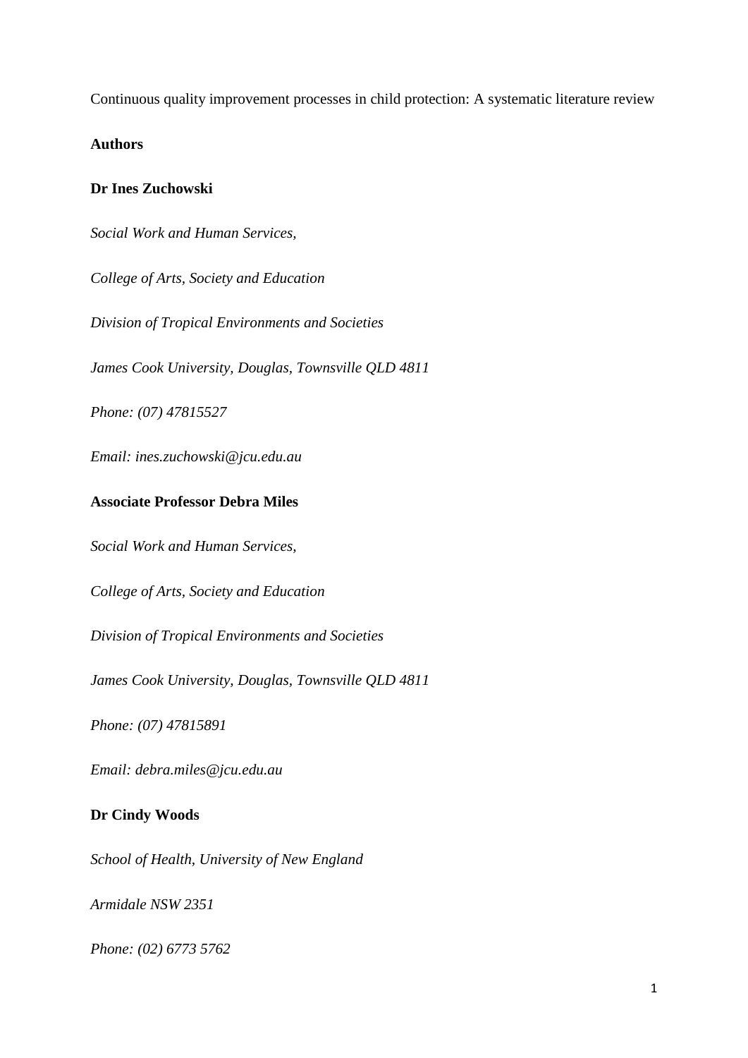Continuous quality improvement processes in child protection: A systematic literature review

**Authors**

**Dr Ines Zuchowski**

*Social Work and Human Services,*

*College of Arts, Society and Education*

*Division of Tropical Environments and Societies*

*James Cook University, Douglas, Townsville QLD 4811*

*Phone: (07) 47815527*

*Email: ines.zuchowski@jcu.edu.au*

**Associate Professor Debra Miles**

*Social Work and Human Services,*

*College of Arts, Society and Education*

*Division of Tropical Environments and Societies*

*James Cook University, Douglas, Townsville QLD 4811*

*Phone: (07) 47815891*

*Email: debra.miles@jcu.edu.au*

**Dr Cindy Woods**

*School of Health, University of New England*

*Armidale NSW 2351*

*Phone: (02) 6773 5762*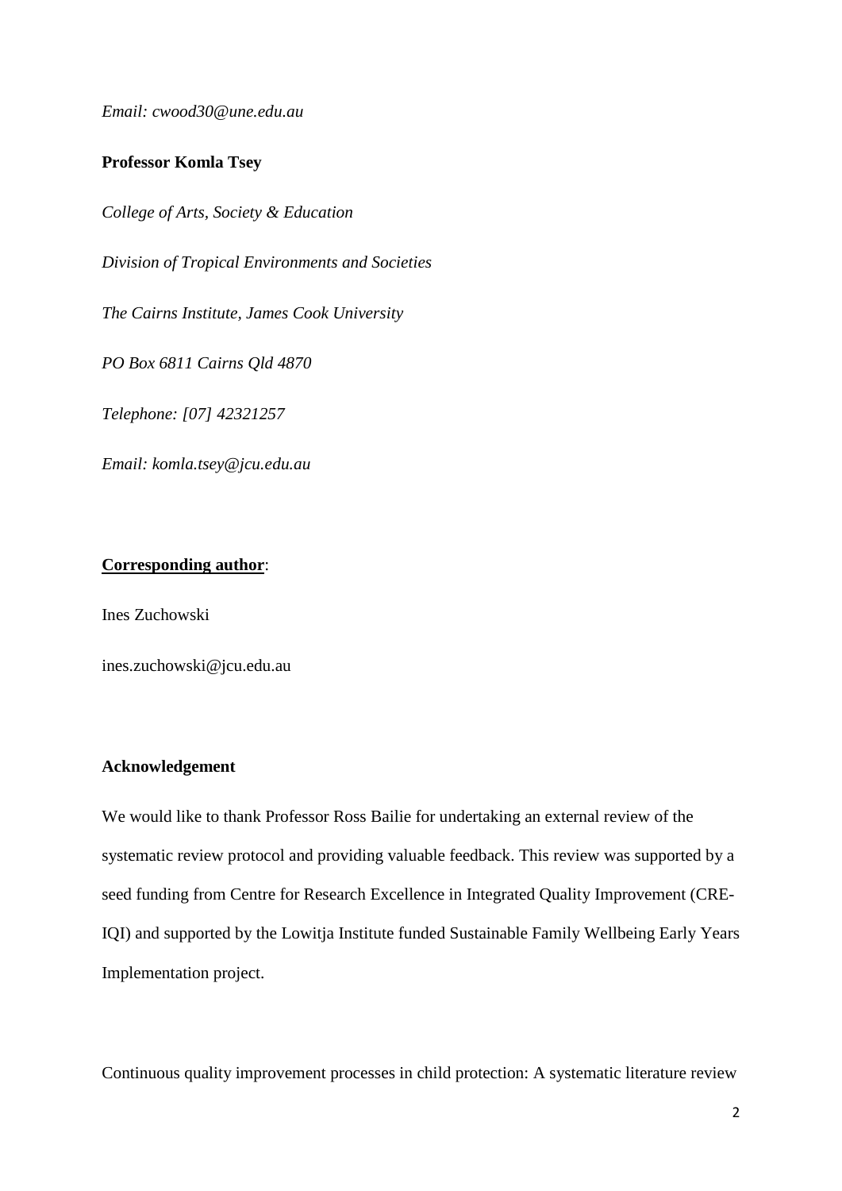*Email: cwood30@une.edu.au*

**Professor Komla Tsey**

*College of Arts, Society & Education*

*Division of Tropical Environments and Societies*

*The Cairns Institute, James Cook University*

*PO Box 6811 Cairns Qld 4870*

*Telephone: [07] 42321257*

*Email: komla.tsey@jcu.edu.au*

**Corresponding author**:

Ines Zuchowski

ines.zuchowski@jcu.edu.au

**Acknowledgement**

We would like to thank Professor Ross Bailie for undertaking an external review of the systematic review protocol and providing valuable feedback. This review was supported by a seed funding from Centre for Research Excellence in Integrated Quality Improvement (CRE-IQI) and supported by the Lowitja Institute funded Sustainable Family Wellbeing Early Years Implementation project.

Continuous quality improvement processes in child protection: A systematic literature review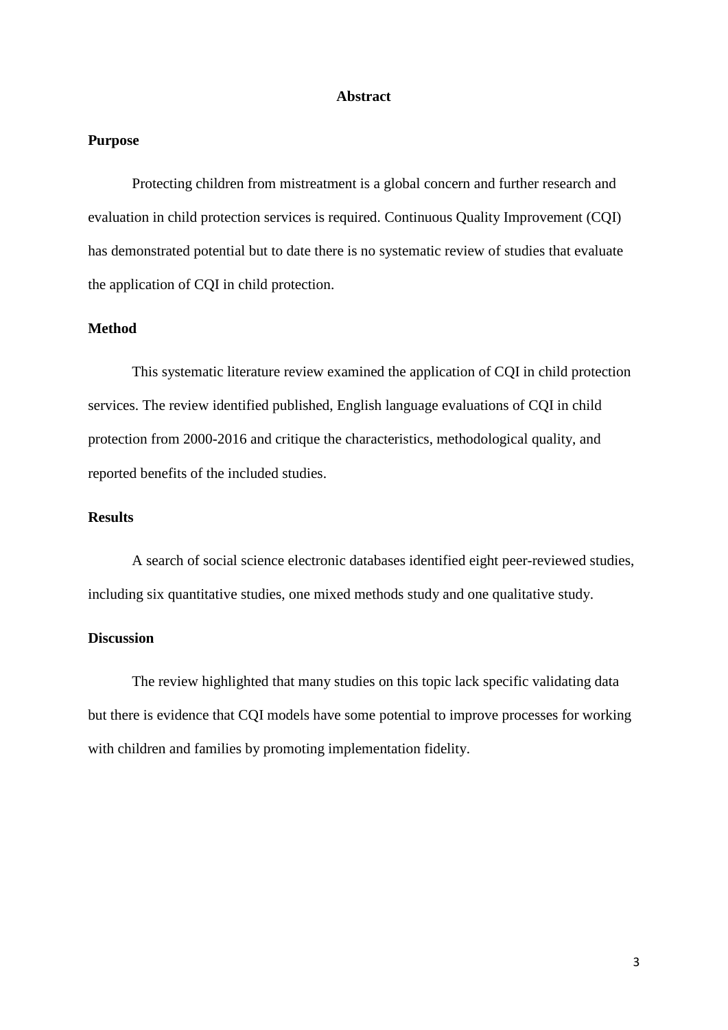# Abstract

## Purpose

Protecting children from mistreatment is a global concern and further research and evaluation in child protection services is required. Continuous Quality Improvement (CQI) has demonstrated potential but to date there is no systematic review of studies that evaluate the application of CQI in child protection.

## Method

This systematic literature review examined the application of CQI in child protection services. The review identified published, English language evaluations of CQI in child protection from 2000-2016 and critique the characteristics, methodological quality, and reported benefits of the included studies.

## Results

A search of social science electronic databases identified eight peer-reviewed studies, including six quantitative studies, one mixed methods study and one qualitative study.

## Discussion

The review highlighted that many studies on this topic lack specific validating data but there is evidence that CQI models have some potential to improve processes for working with children and families by promoting implementation fidelity.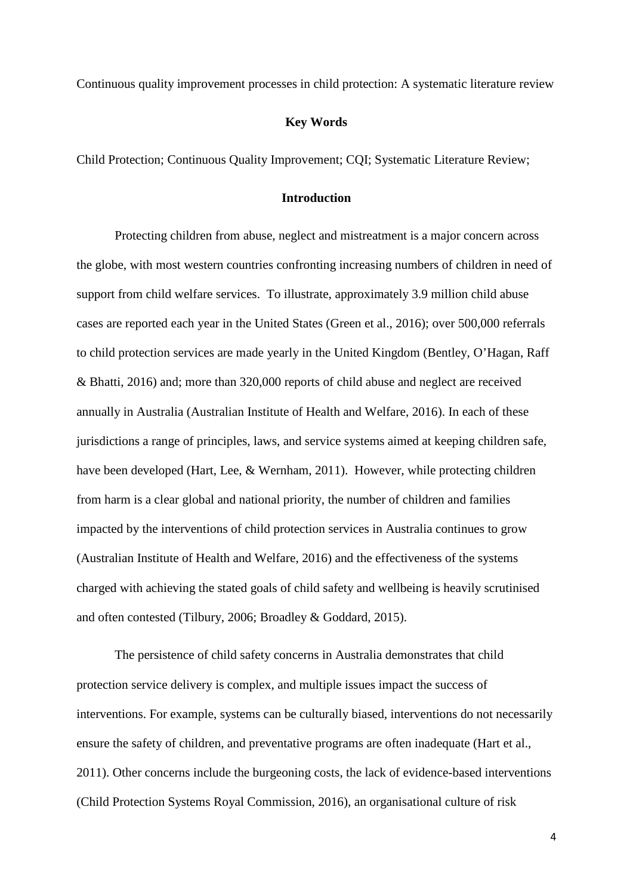Continuous quality improvement processes in child protection: A systematic literature review

**Key Words**

Child Protection; Continuous Quality Improvement; CQI; Systematic Literature Review;

## Introduction

Protecting children from abuse, neglect and mistreatment is a major concern across the globe, with most western countries confronting increasing numbers of children in need of support from child welfare services. To illustrate, approximately 3.9 million child abuse cases are reported each year in the United States (Green et al., 2016); over 500,000 referrals to child protection services are made yearly in the United Kingdom (Bentley, O'Hagan, Raff & Bhatti, 2016) and; more than 320,000 reports of child abuse and neglect are received annually in Australia (Australian Institute of Health and Welfare, 2016). In each of these jurisdictions a range of principles, laws, and service systems aimed at keeping children safe, have been developed (Hart, Lee, & Wernham, 2011). However, while protecting children from harm is a clear global and national priority, the number of children and families impacted by the interventions of child protection services in Australia continues to grow (Australian Institute of Health and Welfare, 2016) and the effectiveness of the systems charged with achieving the stated goals of child safety and wellbeing is heavily scrutinised and often contested (Tilbury, 2006; Broadley & Goddard, 2015).

The persistence of child safety concerns in Australia demonstrates that child protection service delivery is complex, and multiple issues impact the success of interventions. For example, systems can be culturally biased, interventions do not necessarily ensure the safety of children, and preventative programs are often inadequate (Hart et al., 2011). Other concerns include the burgeoning costs, the lack of evidence-based interventions (Child Protection Systems Royal Commission, 2016), an organisational culture of risk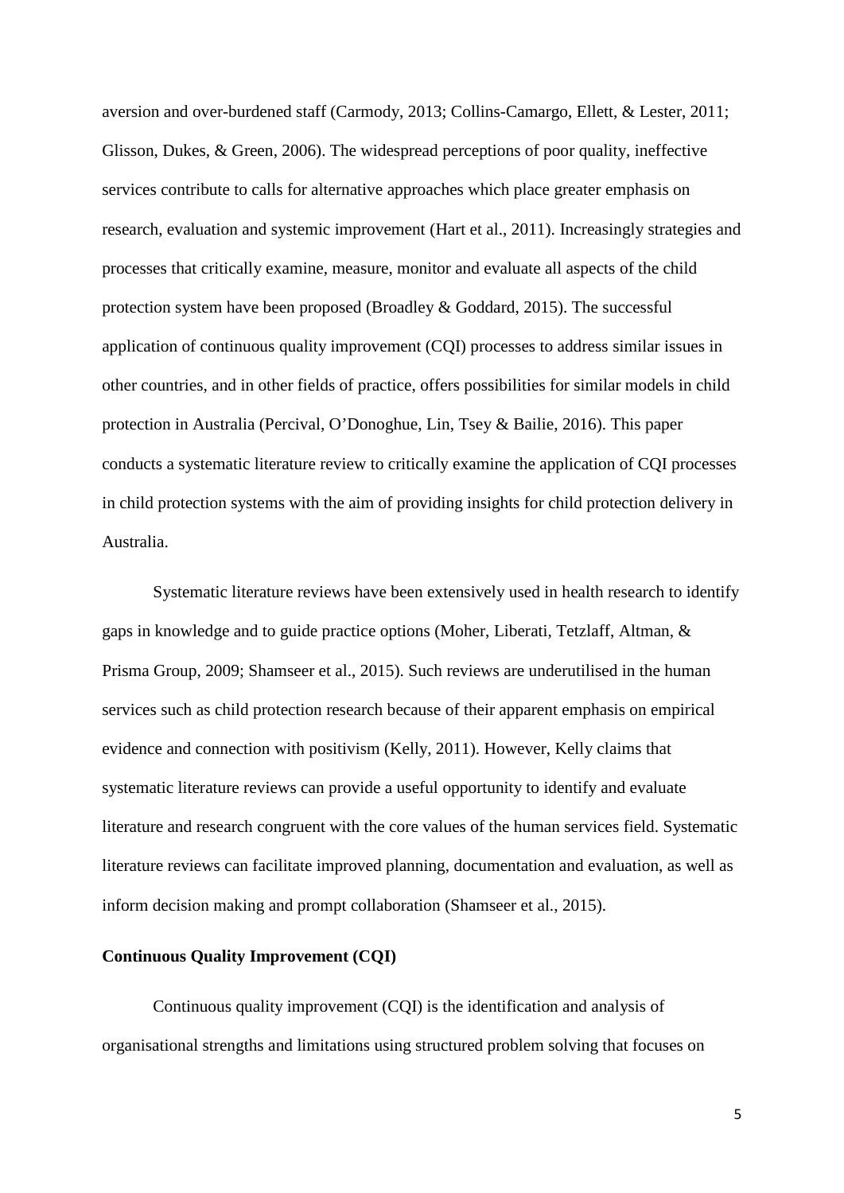aversion and over-burdened staff (Carmody, 2013; Collins-Camargo, Ellett, & Lester, 2011; Glisson, Dukes, & Green, 2006). The widespread perceptions of poor quality, ineffective services contribute to calls for alternative approaches which place greater emphasis on research, evaluation and systemic improvement (Hart et al., 2011). Increasingly strategies and processes that critically examine, measure, monitor and evaluate all aspects of the child protection system have been proposed (Broadley & Goddard, 2015). The successful application of continuous quality improvement (CQI) processes to address similar issues in other countries, and in other fields of practice, offers possibilities for similar models in child protection in Australia (Percival, O'Donoghue, Lin, Tsey & Bailie, 2016). This paper conducts a systematic literature review to critically examine the application of CQI processes in child protection systems with the aim of providing insights for child protection delivery in Australia.

Systematic literature reviews have been extensively used in health research to identify gaps in knowledge and to guide practice options (Moher, Liberati, Tetzlaff, Altman, & Prisma Group, 2009; Shamseer et al., 2015). Such reviews are underutilised in the human services such as child protection research because of their apparent emphasis on empirical evidence and connection with positivism (Kelly, 2011). However, Kelly claims that systematic literature reviews can provide a useful opportunity to identify and evaluate literature and research congruent with the core values of the human services field. Systematic literature reviews can facilitate improved planning, documentation and evaluation, as well as inform decision making and prompt collaboration (Shamseer et al., 2015).

**Continuous Quality Improvement (CQI)**

Continuous quality improvement (CQI) is the identification and analysis of organisational strengths and limitations using structured problem solving that focuses on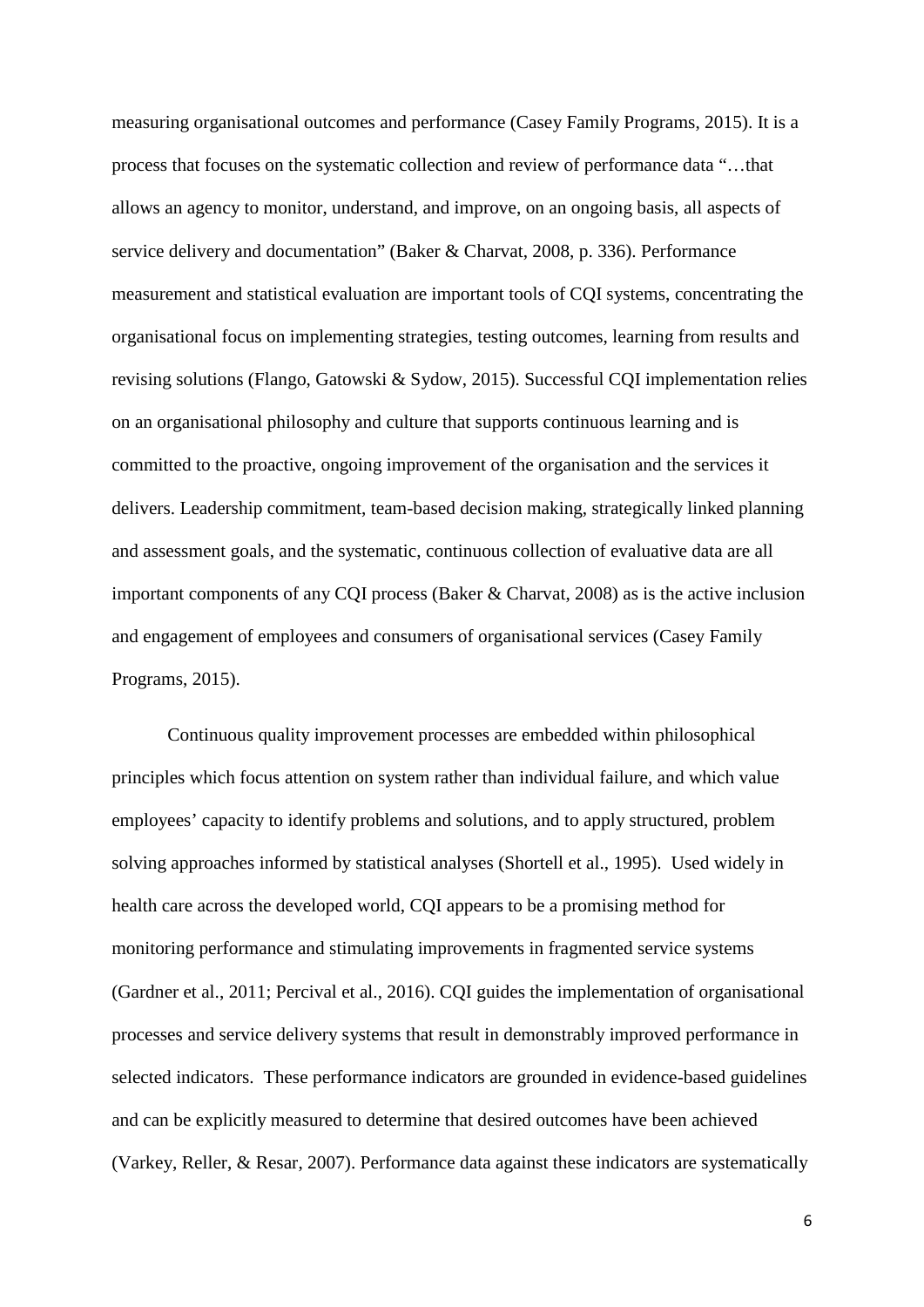measuring organisational outcomes and performance (Casey Family Programs, 2015). It is a process that focuses on the systematic collection and review of performance data "…that allows an agency to monitor, understand, and improve, on an ongoing basis, all aspects of service delivery and documentation" (Baker & Charvat, 2008, p. 336). Performance measurement and statistical evaluation are important tools of CQI systems, concentrating the organisational focus on implementing strategies, testing outcomes, learning from results and revising solutions (Flango, Gatowski & Sydow, 2015). Successful CQI implementation relies on an organisational philosophy and culture that supports continuous learning and is committed to the proactive, ongoing improvement of the organisation and the services it delivers. Leadership commitment, team-based decision making, strategically linked planning and assessment goals, and the systematic, continuous collection of evaluative data are all important components of any CQI process (Baker & Charvat, 2008) as is the active inclusion and engagement of employees and consumers of organisational services (Casey Family Programs, 2015).

Continuous quality improvement processes are embedded within philosophical principles which focus attention on system rather than individual failure, and which value employees' capacity to identify problems and solutions, and to apply structured, problem solving approaches informed by statistical analyses (Shortell et al., 1995). Used widely in health care across the developed world, CQI appears to be a promising method for monitoring performance and stimulating improvements in fragmented service systems (Gardner et al., 2011; Percival et al., 2016). CQI guides the implementation of organisational processes and service delivery systems that result in demonstrably improved performance in selected indicators. These performance indicators are grounded in evidence-based guidelines and can be explicitly measured to determine that desired outcomes have been achieved (Varkey, Reller, & Resar, 2007). Performance data against these indicators are systematically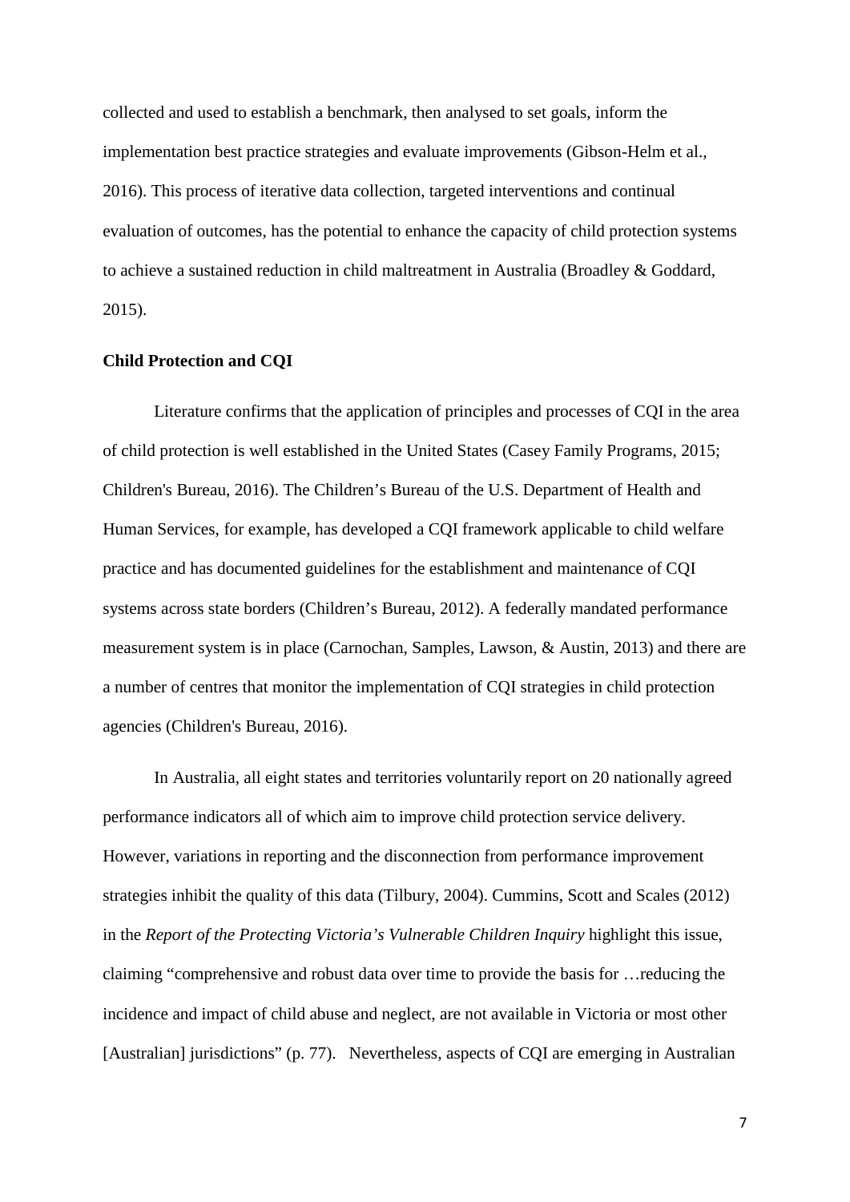collected and used to establish a benchmark, then analysed to set goals, inform the implementation best practice strategies and evaluate improvements (Gibson-Helm et al., 2016). This process of iterative data collection, targeted interventions and continual evaluation of outcomes, has the potential to enhance the capacity of child protection systems to achieve a sustained reduction in child maltreatment in Australia (Broadley & Goddard, 2015).

**Child Protection and CQI**

Literature confirms that the application of principles and processes of CQI in the area of child protection is well established in the United States (Casey Family Programs, 2015; Children's Bureau, 2016). The Children's Bureau of the U.S. Department of Health and Human Services, for example, has developed a CQI framework applicable to child welfare practice and has documented guidelines for the establishment and maintenance of CQI systems across state borders (Children's Bureau, 2012). A federally mandated performance measurement system is in place (Carnochan, Samples, Lawson, & Austin, 2013) and there are a number of centres that monitor the implementation of CQI strategies in child protection agencies (Children's Bureau, 2016).

In Australia, all eight states and territories voluntarily report on 20 nationally agreed performance indicators all of which aim to improve child protection service delivery. However, variations in reporting and the disconnection from performance improvement strategies inhibit the quality of this data (Tilbury, 2004). Cummins, Scott and Scales (2012) in the *Report of the Protecting Victoria's Vulnerable Children Inquiry* highlight this issue, claiming "comprehensive and robust data over time to provide the basis for …reducing the incidence and impact of child abuse and neglect, are not available in Victoria or most other [Australian] jurisdictions" (p. 77). Nevertheless, aspects of CQI are emerging in Australian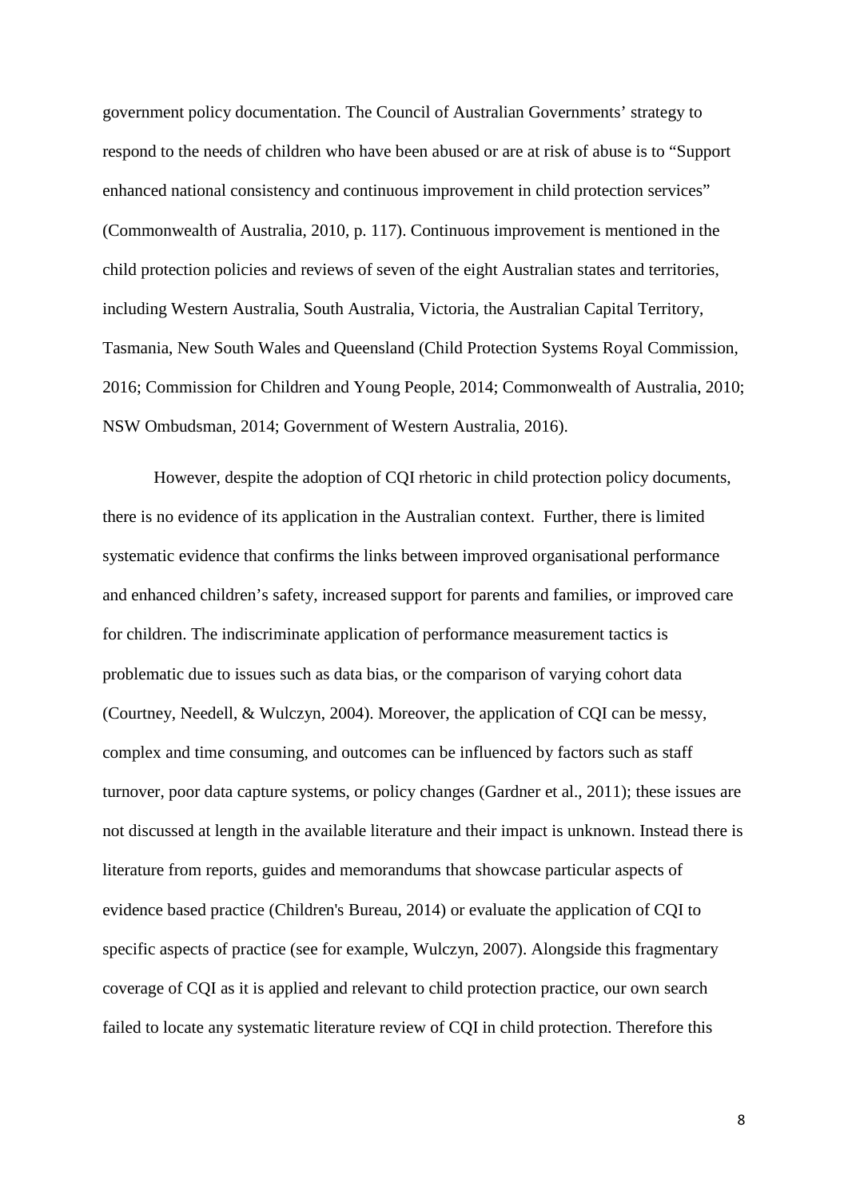government policy documentation. The Council of Australian Governments' strategy to respond to the needs of children who have been abused or are at risk of abuse is to "Support enhanced national consistency and continuous improvement in child protection services" (Commonwealth of Australia, 2010, p. 117). Continuous improvement is mentioned in the child protection policies and reviews of seven of the eight Australian states and territories, including Western Australia, South Australia, Victoria, the Australian Capital Territory, Tasmania, New South Wales and Queensland (Child Protection Systems Royal Commission, 2016; Commission for Children and Young People, 2014; Commonwealth of Australia, 2010; NSW Ombudsman, 2014; Government of Western Australia, 2016).

However, despite the adoption of CQI rhetoric in child protection policy documents, there is no evidence of its application in the Australian context. Further, there is limited systematic evidence that confirms the links between improved organisational performance and enhanced children's safety, increased support for parents and families, or improved care for children. The indiscriminate application of performance measurement tactics is problematic due to issues such as data bias, or the comparison of varying cohort data (Courtney, Needell, & Wulczyn, 2004). Moreover, the application of CQI can be messy, complex and time consuming, and outcomes can be influenced by factors such as staff turnover, poor data capture systems, or policy changes (Gardner et al., 2011); these issues are not discussed at length in the available literature and their impact is unknown. Instead there is literature from reports, guides and memorandums that showcase particular aspects of evidence based practice (Children's Bureau, 2014) or evaluate the application of CQI to specific aspects of practice (see for example, Wulczyn, 2007). Alongside this fragmentary coverage of CQI as it is applied and relevant to child protection practice, our own search failed to locate any systematic literature review of CQI in child protection. Therefore this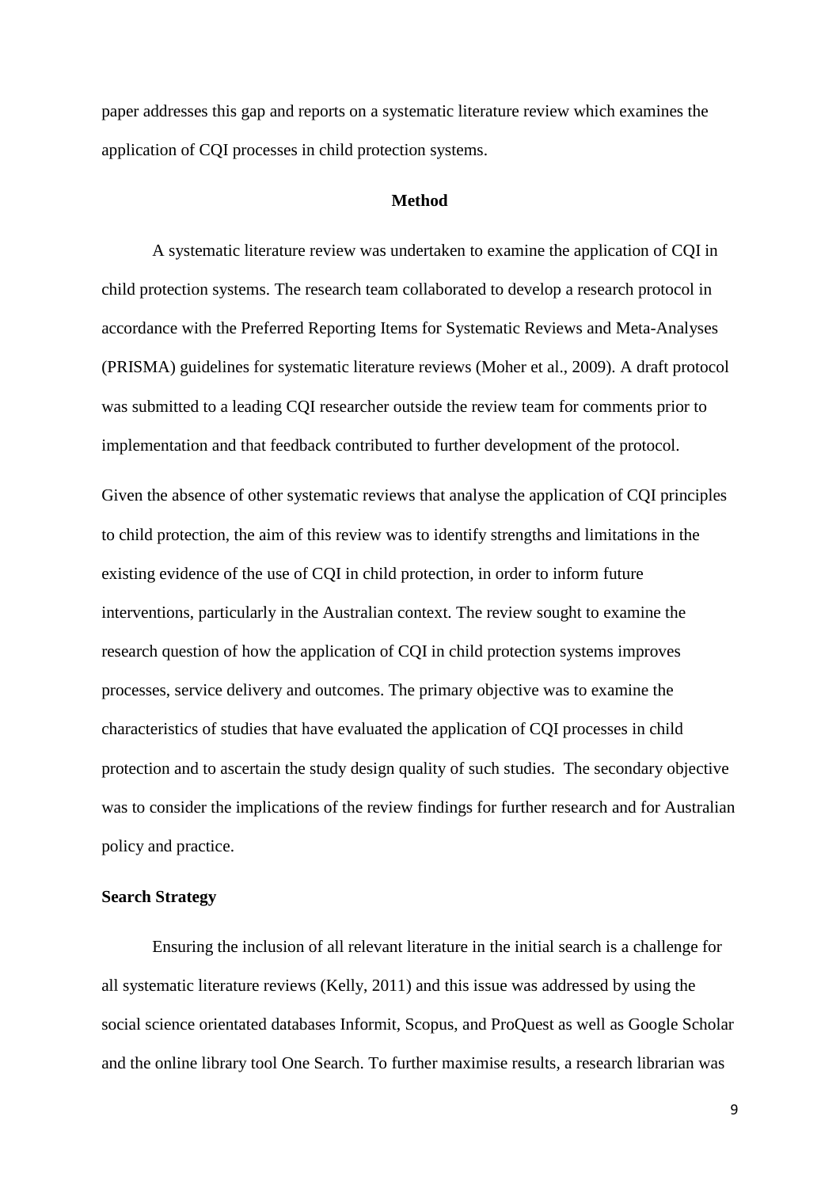paper addresses this gap and reports on a systematic literature review which examines the application of CQI processes in child protection systems.

## Method

A systematic literature review was undertaken to examine the application of CQI in child protection systems. The research team collaborated to develop a research protocol in accordance with the Preferred Reporting Items for Systematic Reviews and Meta-Analyses (PRISMA) guidelines for systematic literature reviews (Moher et al., 2009). A draft protocol was submitted to a leading CQI researcher outside the review team for comments prior to implementation and that feedback contributed to further development of the protocol.

Given the absence of other systematic reviews that analyse the application of CQI principles to child protection, the aim of this review was to identify strengths and limitations in the existing evidence of the use of CQI in child protection, in order to inform future interventions, particularly in the Australian context. The review sought to examine the research question of how the application of CQI in child protection systems improves processes, service delivery and outcomes. The primary objective was to examine the characteristics of studies that have evaluated the application of CQI processes in child protection and to ascertain the study design quality of such studies. The secondary objective was to consider the implications of the review findings for further research and for Australian policy and practice.

### Search Strategy

Ensuring the inclusion of all relevant literature in the initial search is a challenge for all systematic literature reviews (Kelly, 2011) and this issue was addressed by using the social science orientated databases Informit, Scopus, and ProQuest as well as Google Scholar and the online library tool One Search. To further maximise results, a research librarian was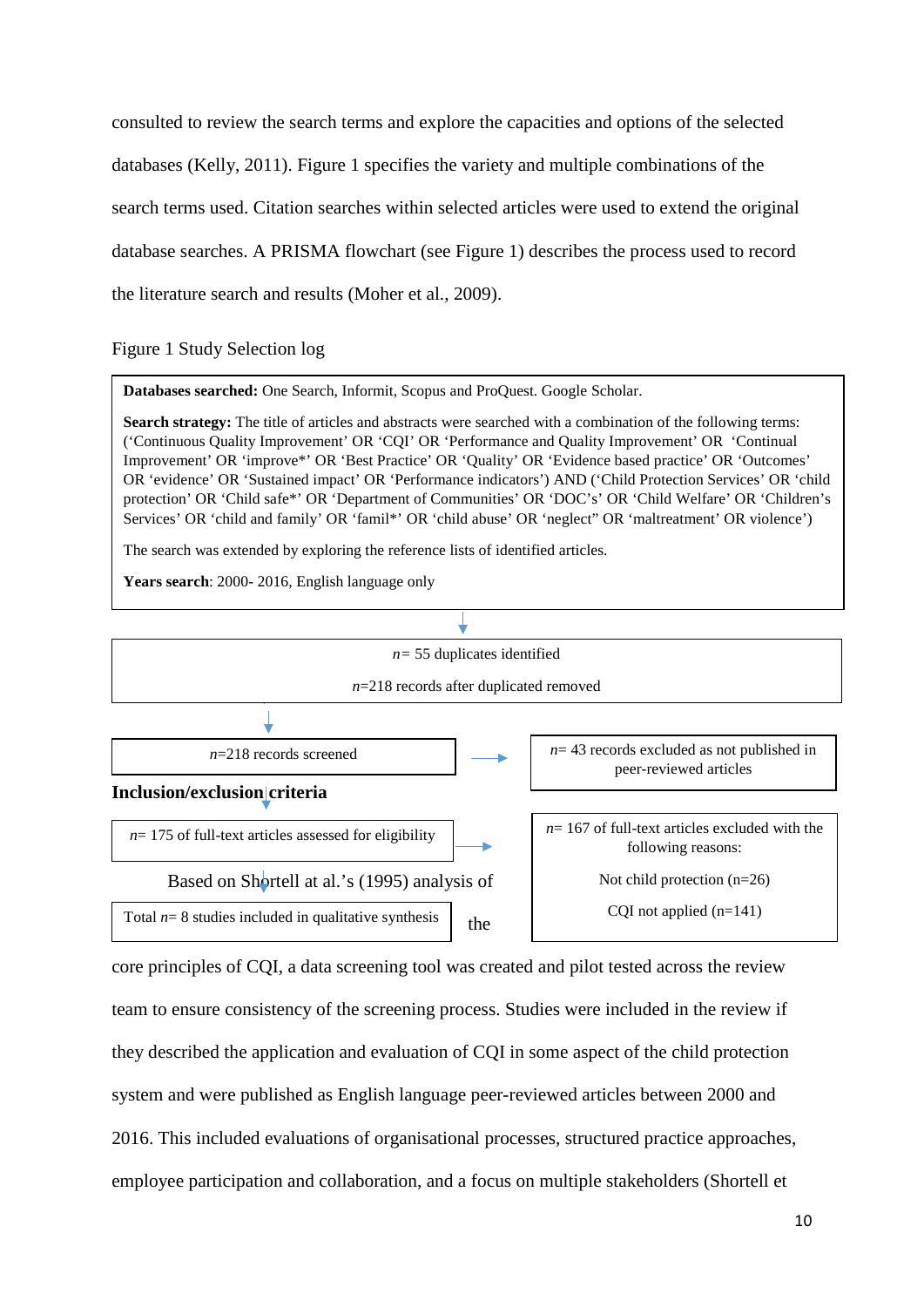consulted to review the search terms and explore the capacities and options of the selected databases (Kelly, 2011). Figure 1 specifies the variety and multiple combinations of the search terms used. Citation searches within selected articles were used to extend the original database searches. A PRISMA flowchart (see Figure 1) describes the process used to record the literature search and results (Moher et al., 2009).

Figure 1 Study Selection log

**Databases searched:** One Search, Informit, Scopus and ProQuest. Google Scholar.

**Search strategy:** The title of articles and abstracts were searched with a combination of the following terms: (‘Continuous Quality Improvement’ OR ‘CQI’ OR ‘Performance and Quality Improvement’ OR ‘Continual Improvement’ OR ‘improve*’ OR ‘Best Practice’ OR ‘Quality’ OR ‘Evidence based practice’ OR ‘Outcomes’ OR ‘evidence’ OR ‘Sustained impact’ OR ‘Performance indicators’) AND (‘Child Protection Services’ OR ‘child protection’ OR ‘Child safe*’ OR ‘Department of Communities’ OR ‘DOC’s’ OR ‘Child Welfare’ OR ‘Children’s Services’ OR ‘child and family’ OR ‘famil*’ OR ‘child abuse’ OR ‘neglect” OR ‘maltreatment’ OR violence’)

The search was extended by exploring the reference lists of identified articles.

**Years search**: 2000- 2016, English language only

*n*= 55 duplicates identified

*n*=218 records after duplicated removed

*n*=218 records screened

*n*= 43 records excluded as not published in peer-reviewed articles

**Inclusion/exclusion criteria**

*n*= 175 of full-text articles assessed for eligibility

*n*= 167 of full-text articles excluded with the following reasons:

Not child protection (n=26)

CQI not applied (n=141)

Total *n*= 8 studies included in qualitative synthesis

Based on Shortell at al.’s (1995) analysis of the core principles of CQI, a data screening tool was created and pilot tested across the review team to ensure consistency of the screening process. Studies were included in the review if they described the application and evaluation of CQI in some aspect of the child protection system and were published as English language peer-reviewed articles between 2000 and 2016. This included evaluations of organisational processes, structured practice approaches, employee participation and collaboration, and a focus on multiple stakeholders (Shortell et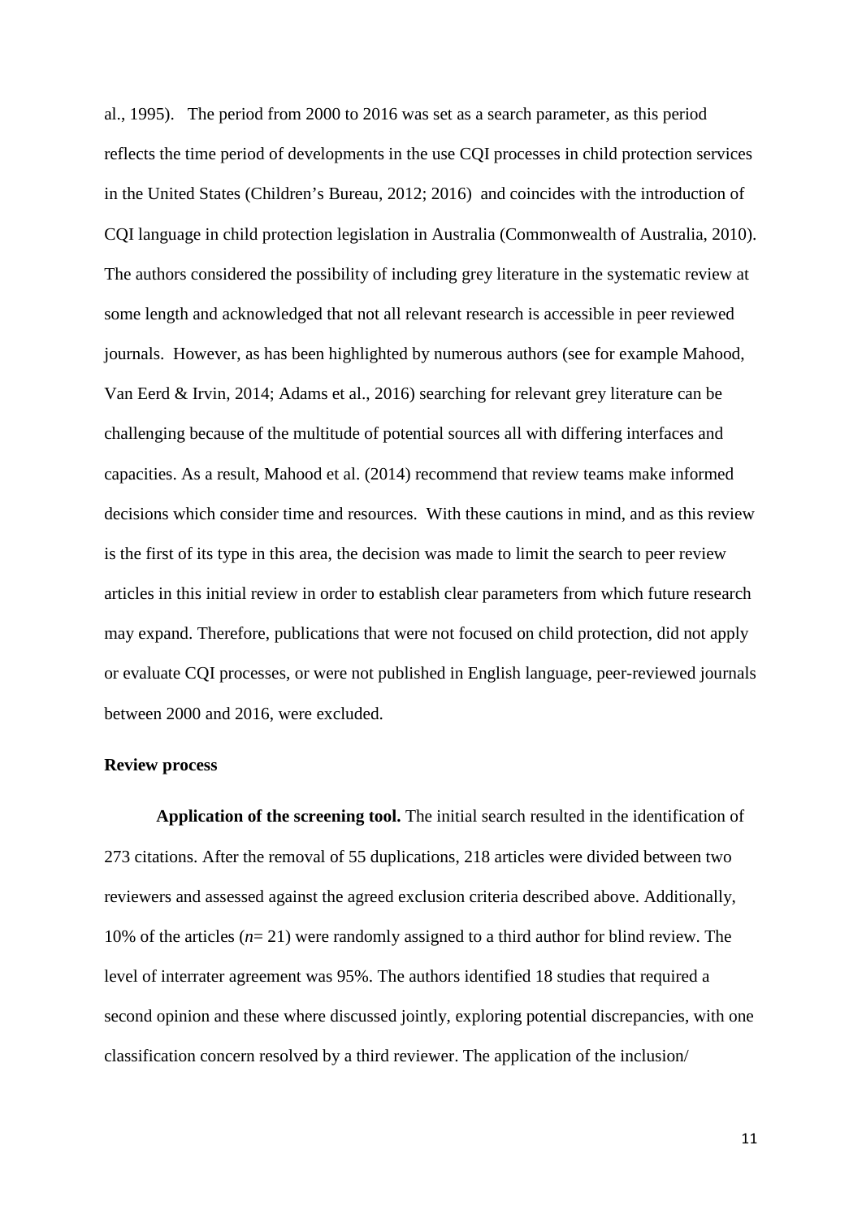al., 1995). The period from 2000 to 2016 was set as a search parameter, as this period reflects the time period of developments in the use CQI processes in child protection services in the United States (Children's Bureau, 2012; 2016) and coincides with the introduction of CQI language in child protection legislation in Australia (Commonwealth of Australia, 2010). The authors considered the possibility of including grey literature in the systematic review at some length and acknowledged that not all relevant research is accessible in peer reviewed journals. However, as has been highlighted by numerous authors (see for example Mahood, Van Eerd & Irvin, 2014; Adams et al., 2016) searching for relevant grey literature can be challenging because of the multitude of potential sources all with differing interfaces and capacities. As a result, Mahood et al. (2014) recommend that review teams make informed decisions which consider time and resources. With these cautions in mind, and as this review is the first of its type in this area, the decision was made to limit the search to peer review articles in this initial review in order to establish clear parameters from which future research may expand. Therefore, publications that were not focused on child protection, did not apply or evaluate CQI processes, or were not published in English language, peer-reviewed journals between 2000 and 2016, were excluded.

### Review process

**Application of the screening tool.** The initial search resulted in the identification of 273 citations. After the removal of 55 duplications, 218 articles were divided between two reviewers and assessed against the agreed exclusion criteria described above. Additionally, 10% of the articles (*n*= 21) were randomly assigned to a third author for blind review. The level of interrater agreement was 95%. The authors identified 18 studies that required a second opinion and these where discussed jointly, exploring potential discrepancies, with one classification concern resolved by a third reviewer. The application of the inclusion/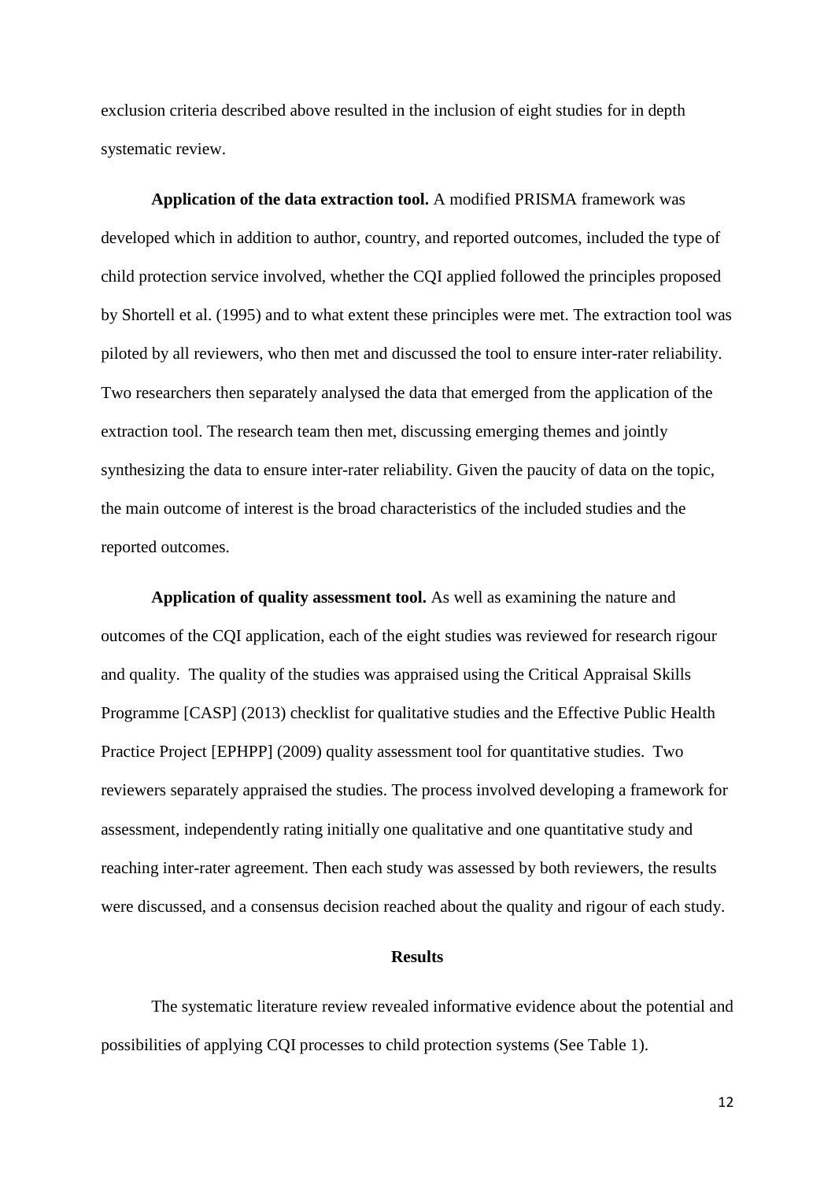exclusion criteria described above resulted in the inclusion of eight studies for in depth systematic review.

**Application of the data extraction tool.** A modified PRISMA framework was developed which in addition to author, country, and reported outcomes, included the type of child protection service involved, whether the CQI applied followed the principles proposed by Shortell et al. (1995) and to what extent these principles were met. The extraction tool was piloted by all reviewers, who then met and discussed the tool to ensure inter-rater reliability. Two researchers then separately analysed the data that emerged from the application of the extraction tool. The research team then met, discussing emerging themes and jointly synthesizing the data to ensure inter-rater reliability. Given the paucity of data on the topic, the main outcome of interest is the broad characteristics of the included studies and the reported outcomes.

**Application of quality assessment tool.** As well as examining the nature and outcomes of the CQI application, each of the eight studies was reviewed for research rigour and quality. The quality of the studies was appraised using the Critical Appraisal Skills Programme [CASP] (2013) checklist for qualitative studies and the Effective Public Health Practice Project [EPHPP] (2009) quality assessment tool for quantitative studies. Two reviewers separately appraised the studies. The process involved developing a framework for assessment, independently rating initially one qualitative and one quantitative study and reaching inter-rater agreement. Then each study was assessed by both reviewers, the results were discussed, and a consensus decision reached about the quality and rigour of each study.

## Results

The systematic literature review revealed informative evidence about the potential and possibilities of applying CQI processes to child protection systems (See Table 1).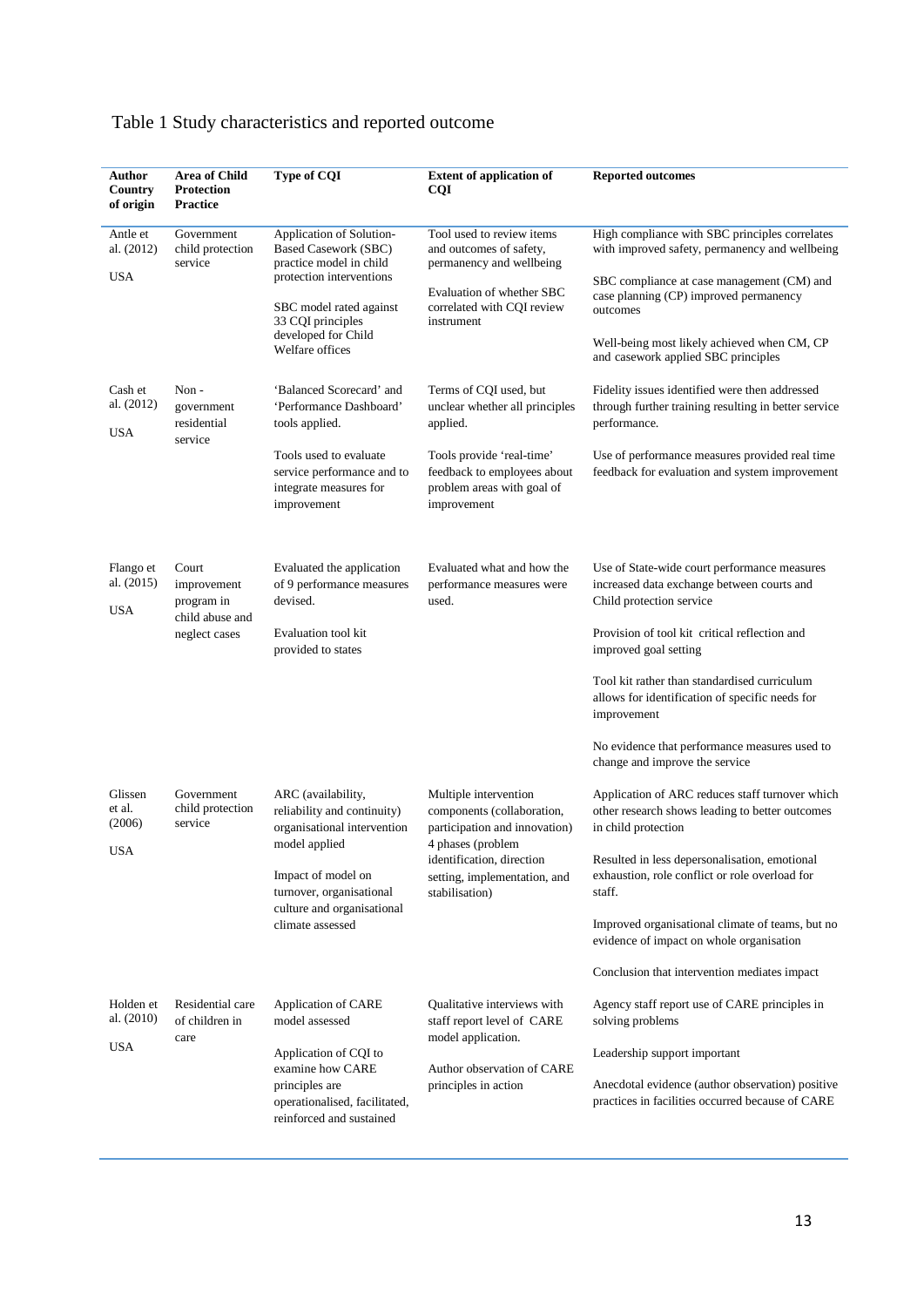Table 1 Study characteristics and reported outcome

| Author Country of origin | Area of Child Protection Practice | Type of CQI | Extent of application of CQI | Reported outcomes |
|---|---|---|---|---|
| Antle et al. (2012) USA | Government child protection service | Application of Solution-Based Casework (SBC) practice model in child protection interventions<br><br>SBC model rated against 33 CQI principles developed for Child Welfare offices | Tool used to review items and outcomes of safety, permanency and wellbeing<br><br>Evaluation of whether SBC correlated with CQI review instrument | High compliance with SBC principles correlates with improved safety, permanency and wellbeing<br><br>SBC compliance at case management (CM) and case planning (CP) improved permanency outcomes<br><br>Well-being most likely achieved when CM, CP and casework applied SBC principles |
| Cash et al. (2012) USA | Non - government residential service | 'Balanced Scorecard' and 'Performance Dashboard' tools applied.<br><br>Tools used to evaluate service performance and to integrate measures for improvement | Terms of CQI used, but unclear whether all principles applied.<br><br>Tools provide 'real-time' feedback to employees about problem areas with goal of improvement | Fidelity issues identified were then addressed through further training resulting in better service performance.<br><br>Use of performance measures provided real time feedback for evaluation and system improvement |
| Flango et al. (2015) USA | Court improvement program in child abuse and neglect cases | Evaluated the application of 9 performance measures devised.<br><br>Evaluation tool kit provided to states | Evaluated what and how the performance measures were used. | Use of State-wide court performance measures increased data exchange between courts and Child protection service<br><br>Provision of tool kit critical reflection and improved goal setting<br><br>Tool kit rather than standardised curriculum allows for identification of specific needs for improvement<br><br>No evidence that performance measures used to change and improve the service |
| Glissen et al. (2006) USA | Government child protection service | ARC (availability, reliability and continuity) organisational intervention model applied<br><br>Impact of model on turnover, organisational culture and organisational climate assessed | Multiple intervention components (collaboration, participation and innovation) 4 phases (problem identification, direction setting, implementation, and stabilisation) | Application of ARC reduces staff turnover which other research shows leading to better outcomes in child protection<br><br>Resulted in less depersonalisation, emotional exhaustion, role conflict or role overload for staff.<br><br>Improved organisational climate of teams, but no evidence of impact on whole organisation<br><br>Conclusion that intervention mediates impact |
| Holden et al. (2010) USA | Residential care of children in care | Application of CARE model assessed<br><br>Application of CQI to examine how CARE principles are operationalised, facilitated, reinforced and sustained | Qualitative interviews with staff report level of CARE model application.<br><br>Author observation of CARE principles in action | Agency staff report use of CARE principles in solving problems<br><br>Leadership support important<br><br>Anecdotal evidence (author observation) positive practices in facilities occurred because of CARE |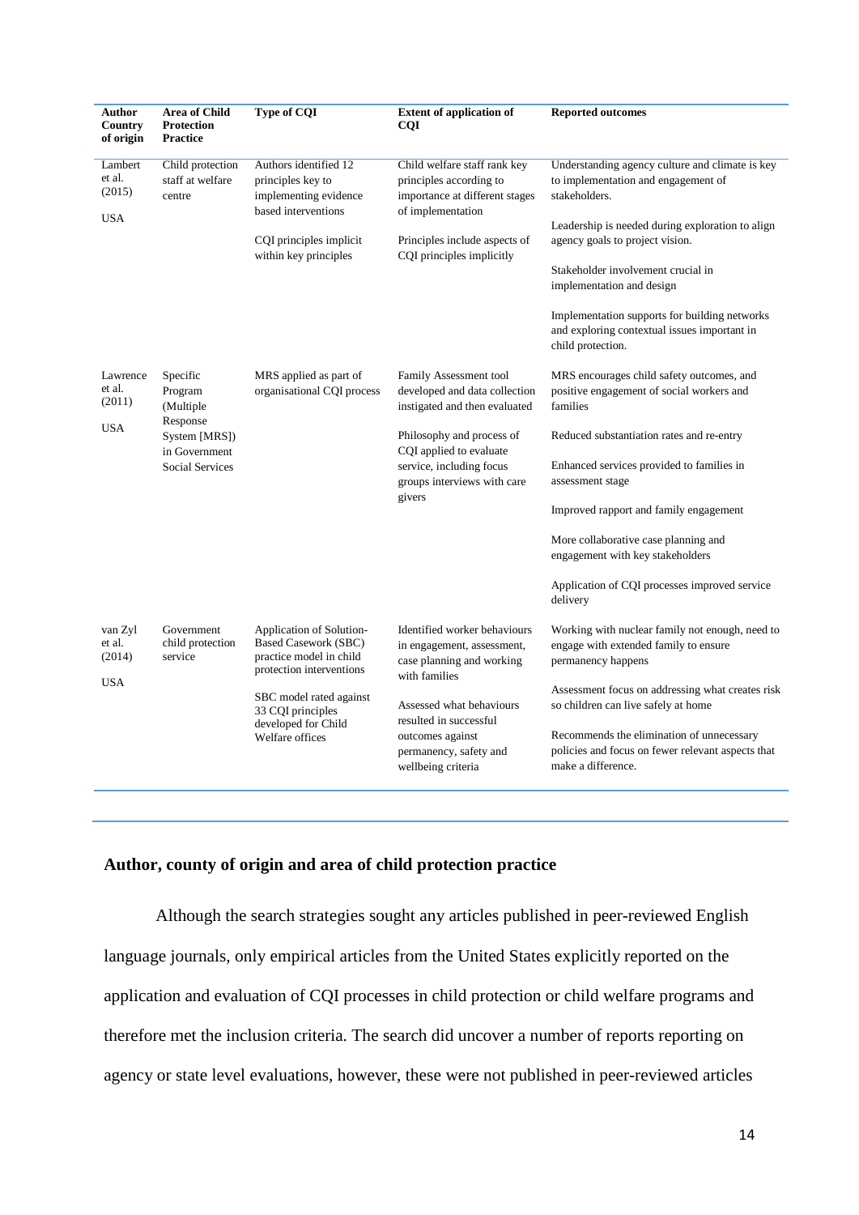| Author Country of origin | Area of Child Protection Practice | Type of CQI | Extent of application of CQI | Reported outcomes |
|---|---|---|---|---|
| Lambert et al. (2015) USA | Child protection staff at welfare centre | Authors identified 12 principles key to implementing evidence based interventions<br><br>CQI principles implicit within key principles | Child welfare staff rank key principles according to importance at different stages of implementation<br><br>Principles include aspects of CQI principles implicitly | Understanding agency culture and climate is key to implementation and engagement of stakeholders.<br><br>Leadership is needed during exploration to align agency goals to project vision.<br><br>Stakeholder involvement crucial in implementation and design<br><br>Implementation supports for building networks and exploring contextual issues important in child protection. |
| Lawrence et al. (2011) USA | Specific Program (Multiple Response System [MRS]) in Government Social Services | MRS applied as part of organisational CQI process | Family Assessment tool developed and data collection instigated and then evaluated<br><br>Philosophy and process of CQI applied to evaluate service, including focus groups interviews with care givers | MRS encourages child safety outcomes, and positive engagement of social workers and families<br><br>Reduced substantiation rates and re-entry<br><br>Enhanced services provided to families in assessment stage<br><br>Improved rapport and family engagement<br><br>More collaborative case planning and engagement with key stakeholders<br><br>Application of CQI processes improved service delivery |
| van Zyl et al. (2014) USA | Government child protection service | Application of Solution-Based Casework (SBC) practice model in child protection interventions<br><br>SBC model rated against 33 CQI principles developed for Child Welfare offices | Identified worker behaviours in engagement, assessment, case planning and working with families<br><br>Assessed what behaviours resulted in successful outcomes against permanency, safety and wellbeing criteria | Working with nuclear family not enough, need to engage with extended family to ensure permanency happens<br><br>Assessment focus on addressing what creates risk so children can live safely at home<br><br>Recommends the elimination of unnecessary policies and focus on fewer relevant aspects that make a difference. |

## Author, county of origin and area of child protection practice

Although the search strategies sought any articles published in peer-reviewed English language journals, only empirical articles from the United States explicitly reported on the application and evaluation of CQI processes in child protection or child welfare programs and therefore met the inclusion criteria. The search did uncover a number of reports reporting on agency or state level evaluations, however, these were not published in peer-reviewed articles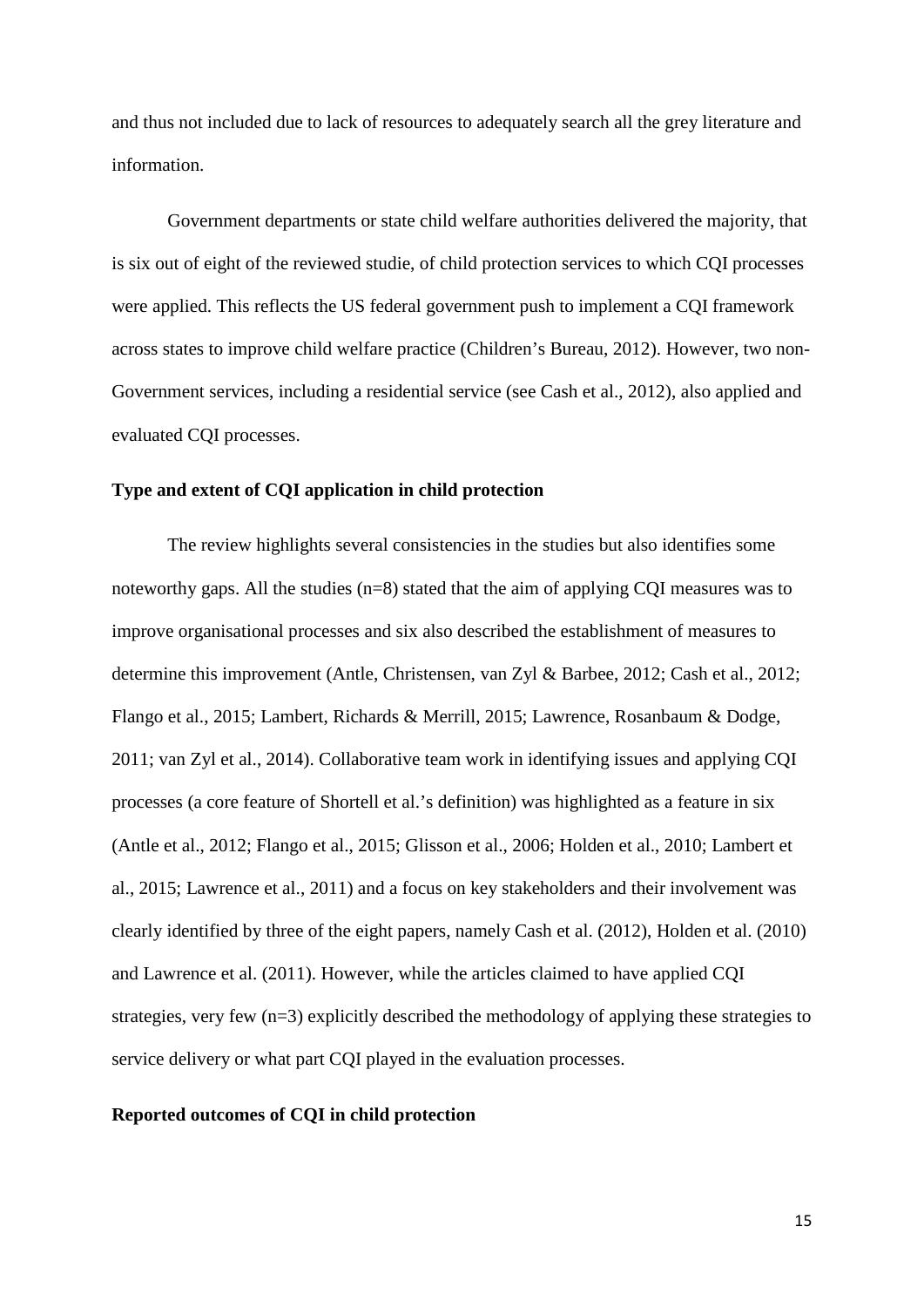and thus not included due to lack of resources to adequately search all the grey literature and information.

Government departments or state child welfare authorities delivered the majority, that is six out of eight of the reviewed studie, of child protection services to which CQI processes were applied. This reflects the US federal government push to implement a CQI framework across states to improve child welfare practice (Children's Bureau, 2012). However, two non-Government services, including a residential service (see Cash et al., 2012), also applied and evaluated CQI processes.

**Type and extent of CQI application in child protection**

The review highlights several consistencies in the studies but also identifies some noteworthy gaps. All the studies (n=8) stated that the aim of applying CQI measures was to improve organisational processes and six also described the establishment of measures to determine this improvement (Antle, Christensen, van Zyl & Barbee, 2012; Cash et al., 2012; Flango et al., 2015; Lambert, Richards & Merrill, 2015; Lawrence, Rosanbaum & Dodge, 2011; van Zyl et al., 2014). Collaborative team work in identifying issues and applying CQI processes (a core feature of Shortell et al.'s definition) was highlighted as a feature in six (Antle et al., 2012; Flango et al., 2015; Glisson et al., 2006; Holden et al., 2010; Lambert et al., 2015; Lawrence et al., 2011) and a focus on key stakeholders and their involvement was clearly identified by three of the eight papers, namely Cash et al. (2012), Holden et al. (2010) and Lawrence et al. (2011). However, while the articles claimed to have applied CQI strategies, very few (n=3) explicitly described the methodology of applying these strategies to service delivery or what part CQI played in the evaluation processes.

**Reported outcomes of CQI in child protection**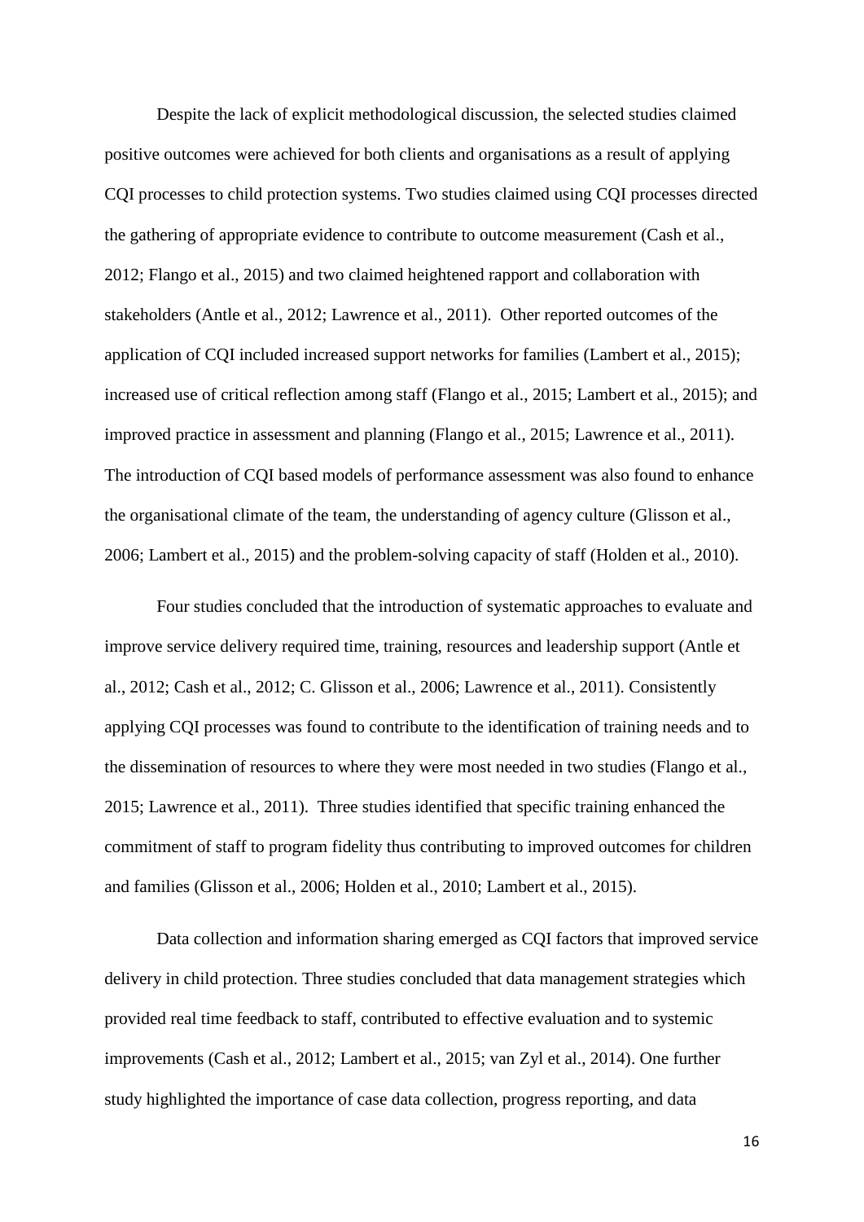Despite the lack of explicit methodological discussion, the selected studies claimed positive outcomes were achieved for both clients and organisations as a result of applying CQI processes to child protection systems. Two studies claimed using CQI processes directed the gathering of appropriate evidence to contribute to outcome measurement (Cash et al., 2012; Flango et al., 2015) and two claimed heightened rapport and collaboration with stakeholders (Antle et al., 2012; Lawrence et al., 2011). Other reported outcomes of the application of CQI included increased support networks for families (Lambert et al., 2015); increased use of critical reflection among staff (Flango et al., 2015; Lambert et al., 2015); and improved practice in assessment and planning (Flango et al., 2015; Lawrence et al., 2011). The introduction of CQI based models of performance assessment was also found to enhance the organisational climate of the team, the understanding of agency culture (Glisson et al., 2006; Lambert et al., 2015) and the problem-solving capacity of staff (Holden et al., 2010).

Four studies concluded that the introduction of systematic approaches to evaluate and improve service delivery required time, training, resources and leadership support (Antle et al., 2012; Cash et al., 2012; C. Glisson et al., 2006; Lawrence et al., 2011). Consistently applying CQI processes was found to contribute to the identification of training needs and to the dissemination of resources to where they were most needed in two studies (Flango et al., 2015; Lawrence et al., 2011). Three studies identified that specific training enhanced the commitment of staff to program fidelity thus contributing to improved outcomes for children and families (Glisson et al., 2006; Holden et al., 2010; Lambert et al., 2015).

Data collection and information sharing emerged as CQI factors that improved service delivery in child protection. Three studies concluded that data management strategies which provided real time feedback to staff, contributed to effective evaluation and to systemic improvements (Cash et al., 2012; Lambert et al., 2015; van Zyl et al., 2014). One further study highlighted the importance of case data collection, progress reporting, and data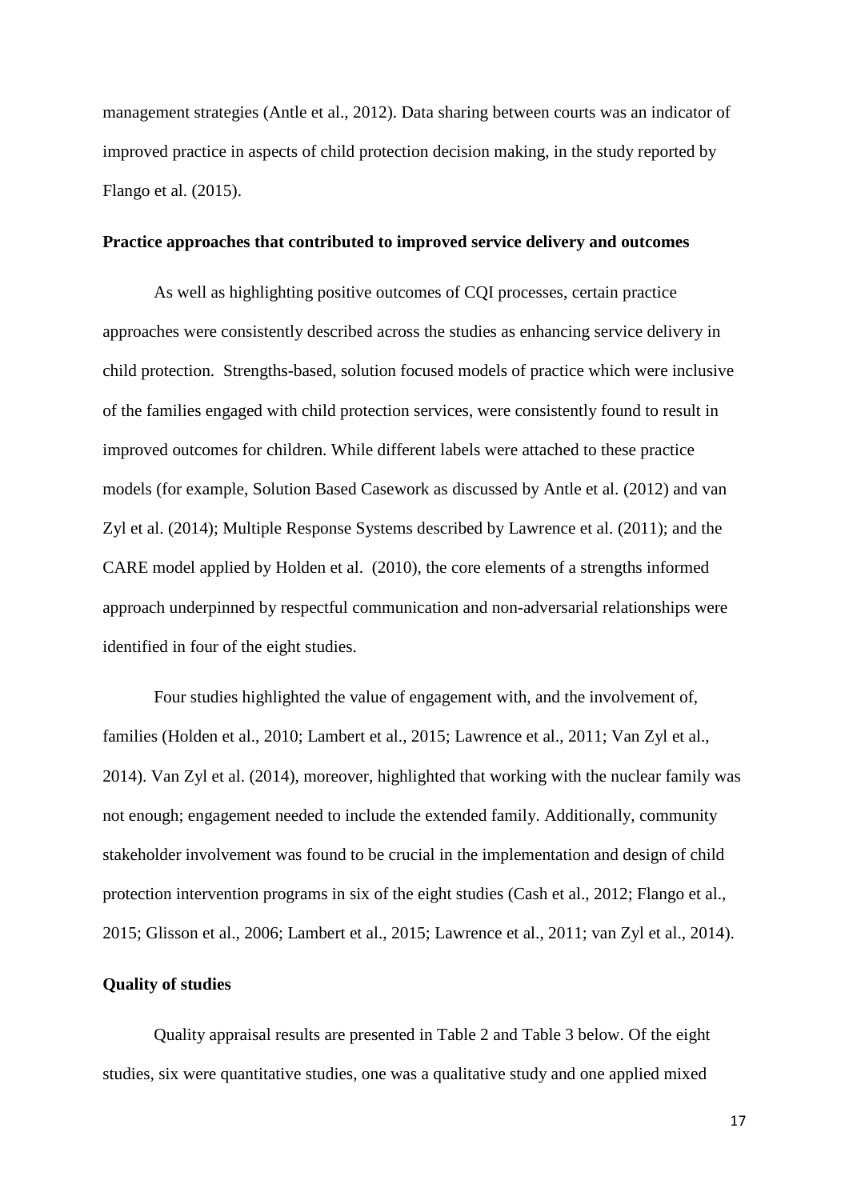management strategies (Antle et al., 2012). Data sharing between courts was an indicator of improved practice in aspects of child protection decision making, in the study reported by Flango et al. (2015).

**Practice approaches that contributed to improved service delivery and outcomes**

As well as highlighting positive outcomes of CQI processes, certain practice approaches were consistently described across the studies as enhancing service delivery in child protection. Strengths-based, solution focused models of practice which were inclusive of the families engaged with child protection services, were consistently found to result in improved outcomes for children. While different labels were attached to these practice models (for example, Solution Based Casework as discussed by Antle et al. (2012) and van Zyl et al. (2014); Multiple Response Systems described by Lawrence et al. (2011); and the CARE model applied by Holden et al. (2010), the core elements of a strengths informed approach underpinned by respectful communication and non-adversarial relationships were identified in four of the eight studies.

Four studies highlighted the value of engagement with, and the involvement of, families (Holden et al., 2010; Lambert et al., 2015; Lawrence et al., 2011; Van Zyl et al., 2014). Van Zyl et al. (2014), moreover, highlighted that working with the nuclear family was not enough; engagement needed to include the extended family. Additionally, community stakeholder involvement was found to be crucial in the implementation and design of child protection intervention programs in six of the eight studies (Cash et al., 2012; Flango et al., 2015; Glisson et al., 2006; Lambert et al., 2015; Lawrence et al., 2011; van Zyl et al., 2014).

**Quality of studies**

Quality appraisal results are presented in Table 2 and Table 3 below. Of the eight studies, six were quantitative studies, one was a qualitative study and one applied mixed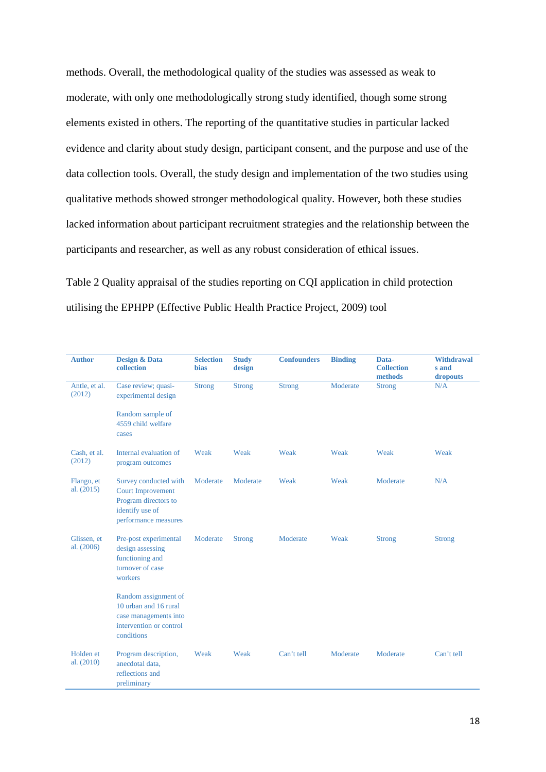methods. Overall, the methodological quality of the studies was assessed as weak to moderate, with only one methodologically strong study identified, though some strong elements existed in others. The reporting of the quantitative studies in particular lacked evidence and clarity about study design, participant consent, and the purpose and use of the data collection tools. Overall, the study design and implementation of the two studies using qualitative methods showed stronger methodological quality. However, both these studies lacked information about participant recruitment strategies and the relationship between the participants and researcher, as well as any robust consideration of ethical issues.

Table 2 Quality appraisal of the studies reporting on CQI application in child protection utilising the EPHPP (Effective Public Health Practice Project, 2009) tool

| Author | Design & Data collection | Selection bias | Study design | Confounders | Binding | Data-Collection methods | Withdrawals and dropouts |
|---|---|---|---|---|---|---|---|
| Antle, et al. (2012) | Case review; quasi-experimental design<br><br>Random sample of 4559 child welfare cases | Strong | Strong | Strong | Moderate | Strong | N/A |
| Cash, et al. (2012) | Internal evaluation of program outcomes | Weak | Weak | Weak | Weak | Weak | Weak |
| Flango, et al. (2015) | Survey conducted with Court Improvement Program directors to identify use of performance measures | Moderate | Moderate | Weak | Weak | Moderate | N/A |
| Glissen, et al. (2006) | Pre-post experimental design assessing functioning and turnover of case workers<br><br>Random assignment of 10 urban and 16 rural case managements into intervention or control conditions | Moderate | Strong | Moderate | Weak | Strong | Strong |
| Holden et al. (2010) | Program description, anecdotal data, reflections and preliminary | Weak | Weak | Can't tell | Moderate | Moderate | Can't tell |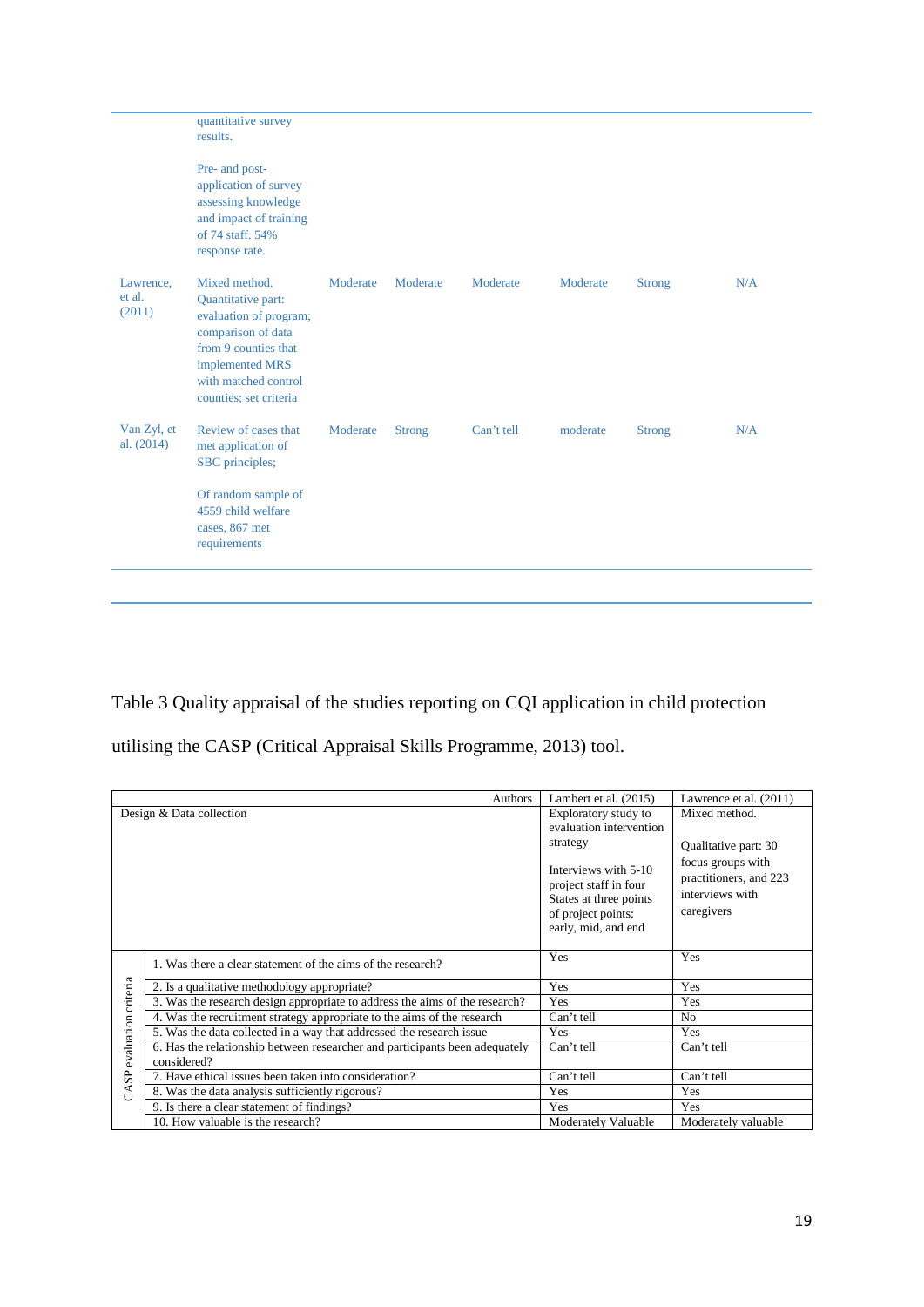| | quantitative survey results.<br><br>Pre- and post-application of survey assessing knowledge and impact of training of 74 staff. 54% response rate. | | | | | | |
|---|---|---|---|---|---|---|---|
| Lawrence, et al. (2011) | Mixed method. Quantitative part: evaluation of program; comparison of data from 9 counties that implemented MRS with matched control counties; set criteria | Moderate | Moderate | Moderate | Moderate | Strong | N/A |
| Van Zyl, et al. (2014) | Review of cases that met application of SBC principles;<br><br>Of random sample of 4559 child welfare cases, 867 met requirements | Moderate | Strong | Can't tell | moderate | Strong | N/A |

Table 3 Quality appraisal of the studies reporting on CQI application in child protection utilising the CASP (Critical Appraisal Skills Programme, 2013) tool.

| | Authors | Lambert et al. (2015) | Lawrence et al. (2011) |
|---|---|---|---|
| Design & Data collection | | Exploratory study to evaluation intervention strategy<br><br>Interviews with 5-10 project staff in four States at three points of project points: early, mid, and end | Mixed method.<br><br>Qualitative part: 30 focus groups with practitioners, and 223 interviews with caregivers |
| CASP evaluation criteria | 1. Was there a clear statement of the aims of the research? | Yes | Yes |
| | 2. Is a qualitative methodology appropriate? | Yes | Yes |
| | 3. Was the research design appropriate to address the aims of the research? | Yes | Yes |
| | 4. Was the recruitment strategy appropriate to the aims of the research | Can't tell | No |
| | 5. Was the data collected in a way that addressed the research issue | Yes | Yes |
| | 6. Has the relationship between researcher and participants been adequately considered? | Can't tell | Can't tell |
| | 7. Have ethical issues been taken into consideration? | Can't tell | Can't tell |
| | 8. Was the data analysis sufficiently rigorous? | Yes | Yes |
| | 9. Is there a clear statement of findings? | Yes | Yes |
| | 10. How valuable is the research? | Moderately Valuable | Moderately valuable |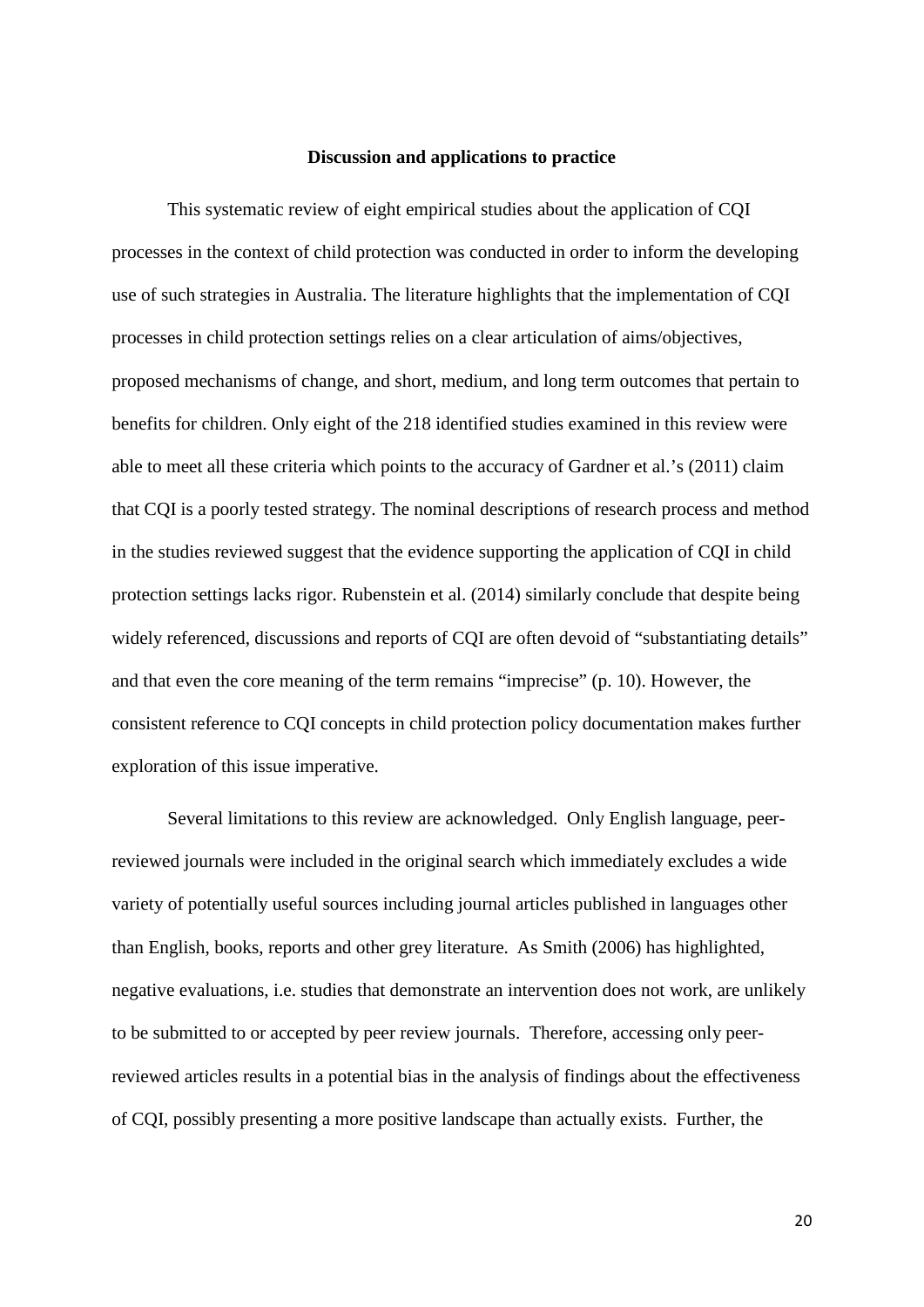## Discussion and applications to practice

This systematic review of eight empirical studies about the application of CQI processes in the context of child protection was conducted in order to inform the developing use of such strategies in Australia. The literature highlights that the implementation of CQI processes in child protection settings relies on a clear articulation of aims/objectives, proposed mechanisms of change, and short, medium, and long term outcomes that pertain to benefits for children. Only eight of the 218 identified studies examined in this review were able to meet all these criteria which points to the accuracy of Gardner et al.'s (2011) claim that CQI is a poorly tested strategy. The nominal descriptions of research process and method in the studies reviewed suggest that the evidence supporting the application of CQI in child protection settings lacks rigor. Rubenstein et al. (2014) similarly conclude that despite being widely referenced, discussions and reports of CQI are often devoid of "substantiating details" and that even the core meaning of the term remains "imprecise" (p. 10). However, the consistent reference to CQI concepts in child protection policy documentation makes further exploration of this issue imperative.

Several limitations to this review are acknowledged. Only English language, peer-reviewed journals were included in the original search which immediately excludes a wide variety of potentially useful sources including journal articles published in languages other than English, books, reports and other grey literature. As Smith (2006) has highlighted, negative evaluations, i.e. studies that demonstrate an intervention does not work, are unlikely to be submitted to or accepted by peer review journals. Therefore, accessing only peer-reviewed articles results in a potential bias in the analysis of findings about the effectiveness of CQI, possibly presenting a more positive landscape than actually exists. Further, the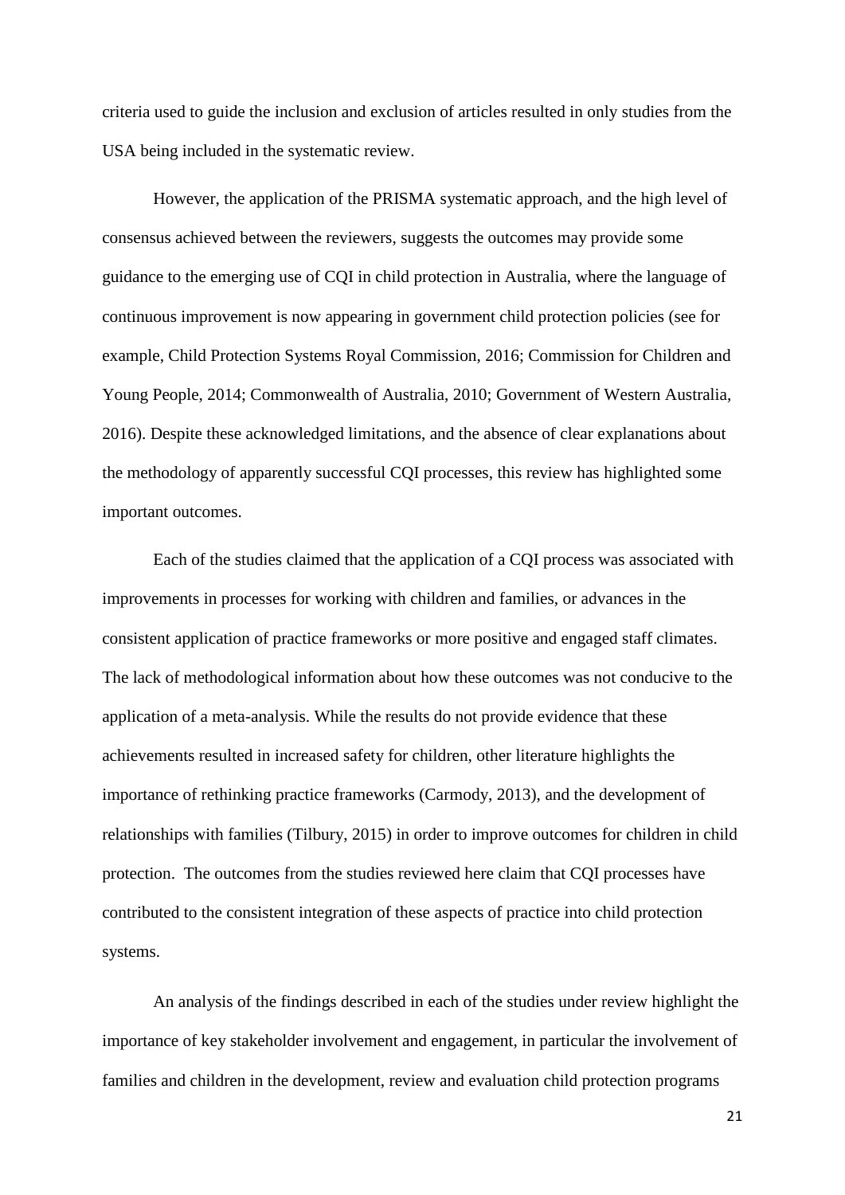criteria used to guide the inclusion and exclusion of articles resulted in only studies from the USA being included in the systematic review.

However, the application of the PRISMA systematic approach, and the high level of consensus achieved between the reviewers, suggests the outcomes may provide some guidance to the emerging use of CQI in child protection in Australia, where the language of continuous improvement is now appearing in government child protection policies (see for example, Child Protection Systems Royal Commission, 2016; Commission for Children and Young People, 2014; Commonwealth of Australia, 2010; Government of Western Australia, 2016). Despite these acknowledged limitations, and the absence of clear explanations about the methodology of apparently successful CQI processes, this review has highlighted some important outcomes.

Each of the studies claimed that the application of a CQI process was associated with improvements in processes for working with children and families, or advances in the consistent application of practice frameworks or more positive and engaged staff climates. The lack of methodological information about how these outcomes was not conducive to the application of a meta-analysis. While the results do not provide evidence that these achievements resulted in increased safety for children, other literature highlights the importance of rethinking practice frameworks (Carmody, 2013), and the development of relationships with families (Tilbury, 2015) in order to improve outcomes for children in child protection. The outcomes from the studies reviewed here claim that CQI processes have contributed to the consistent integration of these aspects of practice into child protection systems.

An analysis of the findings described in each of the studies under review highlight the importance of key stakeholder involvement and engagement, in particular the involvement of families and children in the development, review and evaluation child protection programs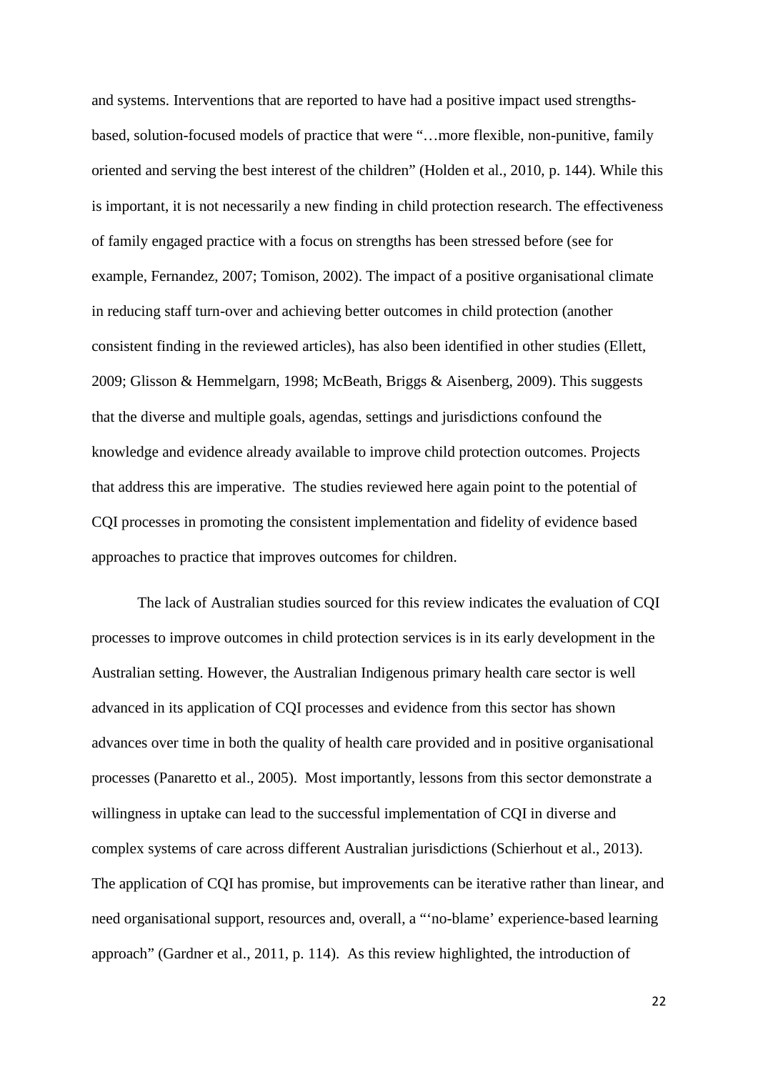and systems. Interventions that are reported to have had a positive impact used strengths-based, solution-focused models of practice that were "…more flexible, non-punitive, family oriented and serving the best interest of the children" (Holden et al., 2010, p. 144). While this is important, it is not necessarily a new finding in child protection research. The effectiveness of family engaged practice with a focus on strengths has been stressed before (see for example, Fernandez, 2007; Tomison, 2002). The impact of a positive organisational climate in reducing staff turn-over and achieving better outcomes in child protection (another consistent finding in the reviewed articles), has also been identified in other studies (Ellett, 2009; Glisson & Hemmelgarn, 1998; McBeath, Briggs & Aisenberg, 2009). This suggests that the diverse and multiple goals, agendas, settings and jurisdictions confound the knowledge and evidence already available to improve child protection outcomes. Projects that address this are imperative. The studies reviewed here again point to the potential of CQI processes in promoting the consistent implementation and fidelity of evidence based approaches to practice that improves outcomes for children.

The lack of Australian studies sourced for this review indicates the evaluation of CQI processes to improve outcomes in child protection services is in its early development in the Australian setting. However, the Australian Indigenous primary health care sector is well advanced in its application of CQI processes and evidence from this sector has shown advances over time in both the quality of health care provided and in positive organisational processes (Panaretto et al., 2005). Most importantly, lessons from this sector demonstrate a willingness in uptake can lead to the successful implementation of CQI in diverse and complex systems of care across different Australian jurisdictions (Schierhout et al., 2013). The application of CQI has promise, but improvements can be iterative rather than linear, and need organisational support, resources and, overall, a "'no-blame' experience-based learning approach" (Gardner et al., 2011, p. 114). As this review highlighted, the introduction of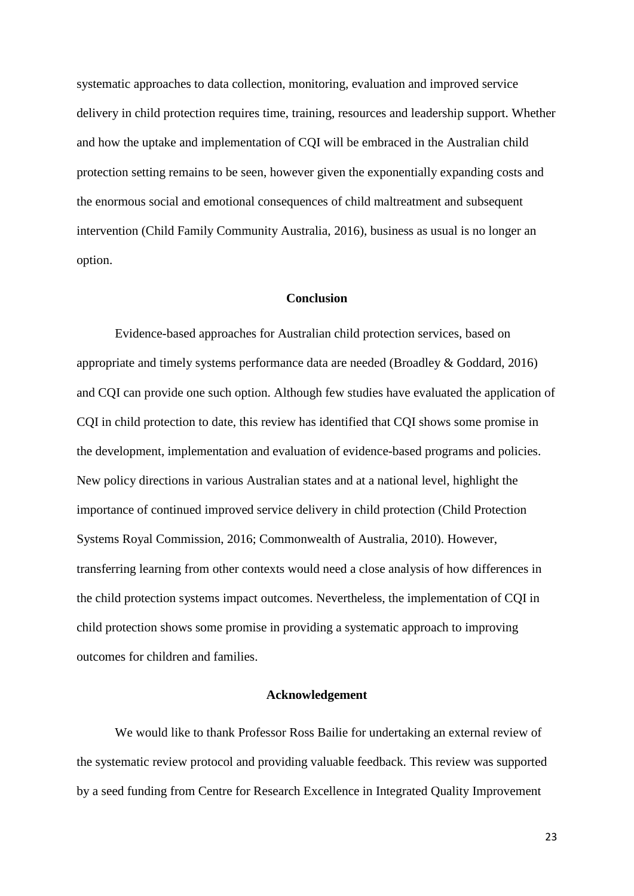systematic approaches to data collection, monitoring, evaluation and improved service delivery in child protection requires time, training, resources and leadership support. Whether and how the uptake and implementation of CQI will be embraced in the Australian child protection setting remains to be seen, however given the exponentially expanding costs and the enormous social and emotional consequences of child maltreatment and subsequent intervention (Child Family Community Australia, 2016), business as usual is no longer an option.

## Conclusion

Evidence-based approaches for Australian child protection services, based on appropriate and timely systems performance data are needed (Broadley & Goddard, 2016) and CQI can provide one such option. Although few studies have evaluated the application of CQI in child protection to date, this review has identified that CQI shows some promise in the development, implementation and evaluation of evidence-based programs and policies. New policy directions in various Australian states and at a national level, highlight the importance of continued improved service delivery in child protection (Child Protection Systems Royal Commission, 2016; Commonwealth of Australia, 2010). However, transferring learning from other contexts would need a close analysis of how differences in the child protection systems impact outcomes. Nevertheless, the implementation of CQI in child protection shows some promise in providing a systematic approach to improving outcomes for children and families.

## Acknowledgement

We would like to thank Professor Ross Bailie for undertaking an external review of the systematic review protocol and providing valuable feedback. This review was supported by a seed funding from Centre for Research Excellence in Integrated Quality Improvement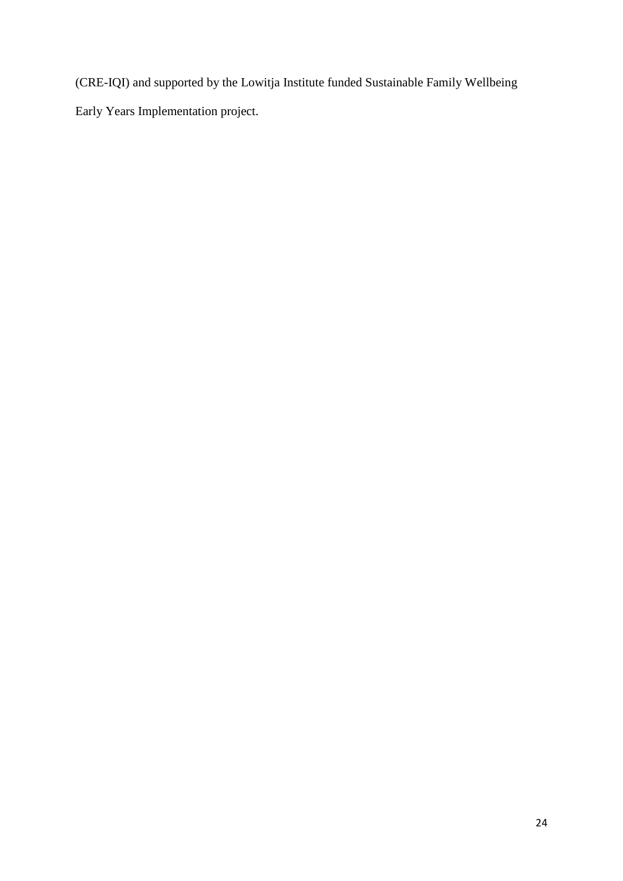(CRE-IQI) and supported by the Lowitja Institute funded Sustainable Family Wellbeing Early Years Implementation project.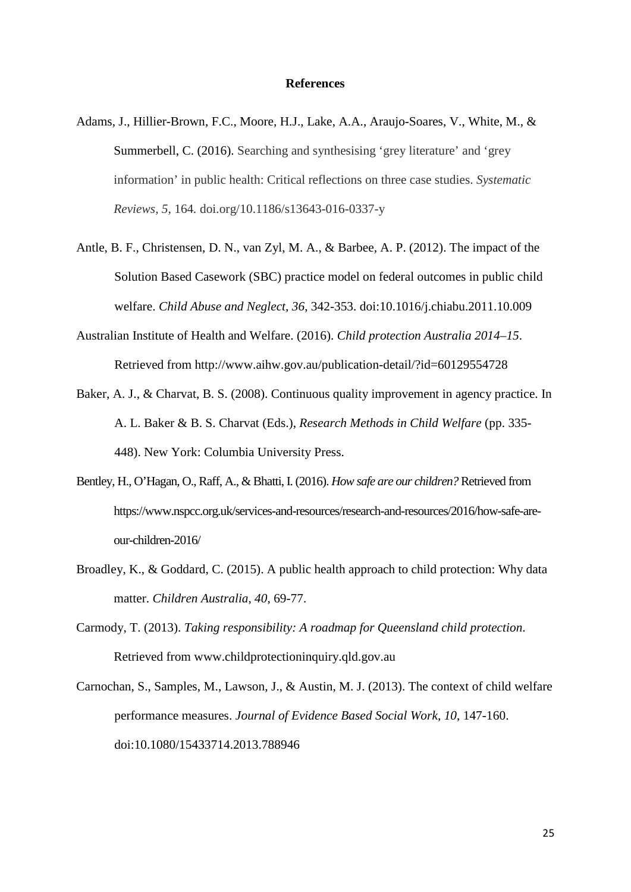# References

Adams, J., Hillier-Brown, F.C., Moore, H.J., Lake, A.A., Araujo-Soares, V., White, M., & Summerbell, C. (2016). Searching and synthesising 'grey literature' and 'grey information' in public health: Critical reflections on three case studies. *Systematic Reviews, 5*, 164. doi.org/10.1186/s13643-016-0337-y

Antle, B. F., Christensen, D. N., van Zyl, M. A., & Barbee, A. P. (2012). The impact of the Solution Based Casework (SBC) practice model on federal outcomes in public child welfare. *Child Abuse and Neglect, 36*, 342-353. doi:10.1016/j.chiabu.2011.10.009

Australian Institute of Health and Welfare. (2016). *Child protection Australia 2014–15*. Retrieved from http://www.aihw.gov.au/publication-detail/?id=60129554728

Baker, A. J., & Charvat, B. S. (2008). Continuous quality improvement in agency practice. In A. L. Baker & B. S. Charvat (Eds.), *Research Methods in Child Welfare* (pp. 335-448). New York: Columbia University Press.

Bentley, H., O'Hagan, O., Raff, A., & Bhatti, I. (2016). *How safe are our children?* Retrieved from https://www.nspcc.org.uk/services-and-resources/research-and-resources/2016/how-safe-are-our-children-2016/

Broadley, K., & Goddard, C. (2015). A public health approach to child protection: Why data matter. *Children Australia, 40*, 69-77.

Carmody, T. (2013). *Taking responsibility: A roadmap for Queensland child protection*. Retrieved from www.childprotectioninquiry.qld.gov.au

Carnochan, S., Samples, M., Lawson, J., & Austin, M. J. (2013). The context of child welfare performance measures. *Journal of Evidence Based Social Work, 10*, 147-160. doi:10.1080/15433714.2013.788946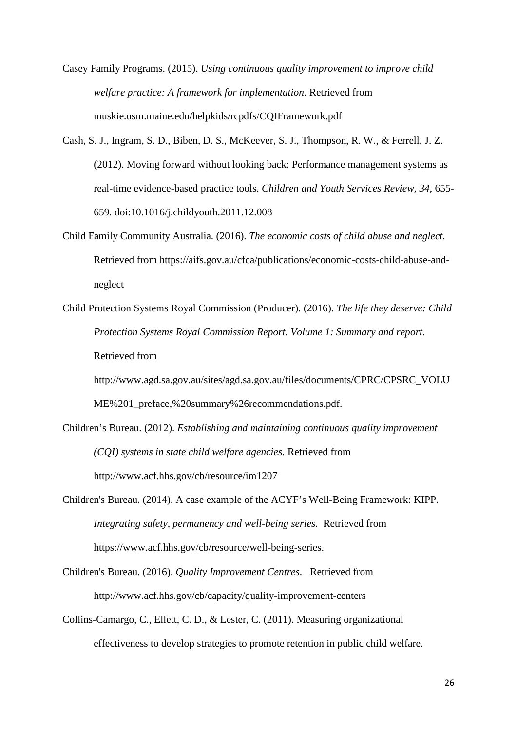Casey Family Programs. (2015). *Using continuous quality improvement to improve child welfare practice: A framework for implementation*. Retrieved from muskie.usm.maine.edu/helpkids/rcpdfs/CQIFramework.pdf

Cash, S. J., Ingram, S. D., Biben, D. S., McKeever, S. J., Thompson, R. W., & Ferrell, J. Z. (2012). Moving forward without looking back: Performance management systems as real-time evidence-based practice tools. *Children and Youth Services Review*, *34*, 655-659. doi:10.1016/j.childyouth.2011.12.008

Child Family Community Australia. (2016). *The economic costs of child abuse and neglect*. Retrieved from https://aifs.gov.au/cfca/publications/economic-costs-child-abuse-and-neglect

Child Protection Systems Royal Commission (Producer). (2016). *The life they deserve: Child Protection Systems Royal Commission Report. Volume 1: Summary and report*. Retrieved from http://www.agd.sa.gov.au/sites/agd.sa.gov.au/files/documents/CPRC/CPSRC_VOLUME%201_preface,%20summary%26recommendations.pdf.

Children's Bureau. (2012). *Establishing and maintaining continuous quality improvement (CQI) systems in state child welfare agencies.* Retrieved from http://www.acf.hhs.gov/cb/resource/im1207

Children's Bureau. (2014). A case example of the ACYF's Well-Being Framework: KIPP. *Integrating safety, permanency and well-being series.* Retrieved from https://www.acf.hhs.gov/cb/resource/well-being-series.

Children's Bureau. (2016). *Quality Improvement Centres*. Retrieved from http://www.acf.hhs.gov/cb/capacity/quality-improvement-centers

Collins-Camargo, C., Ellett, C. D., & Lester, C. (2011). Measuring organizational effectiveness to develop strategies to promote retention in public child welfare.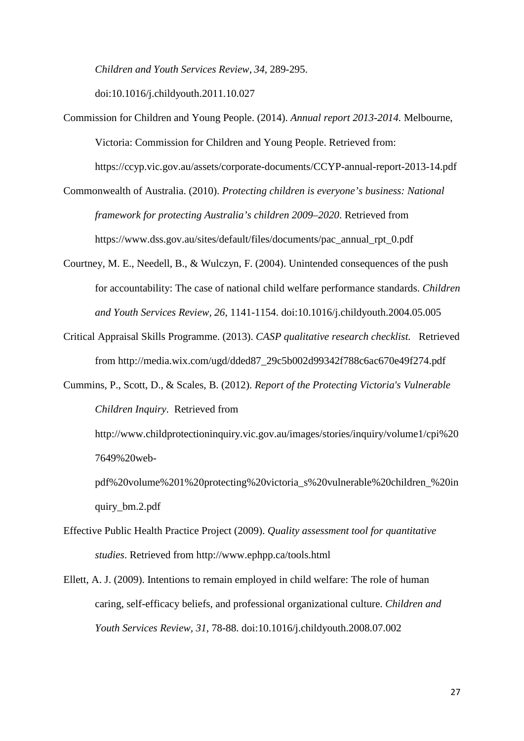*Children and Youth Services Review, 34*, 289-295. doi:10.1016/j.childyouth.2011.10.027

Commission for Children and Young People. (2014). *Annual report 2013-2014.* Melbourne, Victoria: Commission for Children and Young People. Retrieved from: https://ccyp.vic.gov.au/assets/corporate-documents/CCYP-annual-report-2013-14.pdf

Commonwealth of Australia. (2010). *Protecting children is everyone's business: National framework for protecting Australia's children 2009–2020*. Retrieved from https://www.dss.gov.au/sites/default/files/documents/pac_annual_rpt_0.pdf

Courtney, M. E., Needell, B., & Wulczyn, F. (2004). Unintended consequences of the push for accountability: The case of national child welfare performance standards. *Children and Youth Services Review, 26*, 1141-1154. doi:10.1016/j.childyouth.2004.05.005

Critical Appraisal Skills Programme. (2013). *CASP qualitative research checklist.* Retrieved from http://media.wix.com/ugd/dded87_29c5b002d99342f788c6ac670e49f274.pdf

Cummins, P., Scott, D., & Scales, B. (2012). *Report of the Protecting Victoria's Vulnerable Children Inquiry*. Retrieved from http://www.childprotectioninquiry.vic.gov.au/images/stories/inquiry/volume1/cpi%207649%20web-pdf%20volume%201%20protecting%20victoria_s%20vulnerable%20children_%20inquiry_bm.2.pdf

Effective Public Health Practice Project (2009). *Quality assessment tool for quantitative studies*. Retrieved from http://www.ephpp.ca/tools.html

Ellett, A. J. (2009). Intentions to remain employed in child welfare: The role of human caring, self-efficacy beliefs, and professional organizational culture. *Children and Youth Services Review, 31*, 78-88. doi:10.1016/j.childyouth.2008.07.002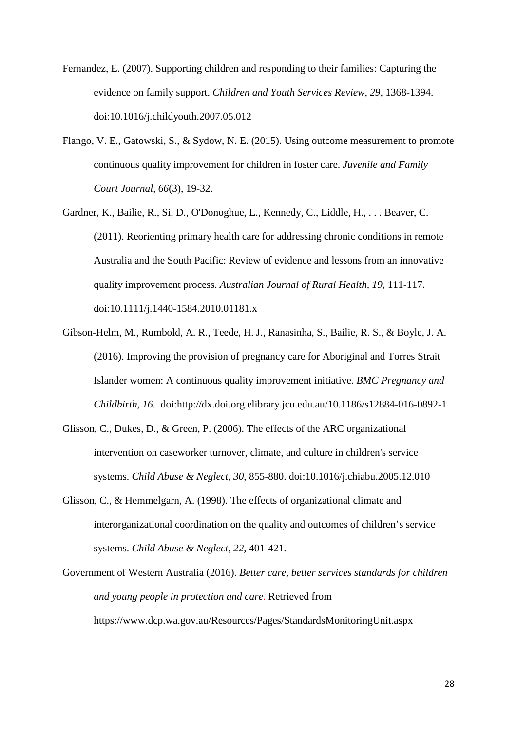Fernandez, E. (2007). Supporting children and responding to their families: Capturing the evidence on family support. *Children and Youth Services Review, 29*, 1368-1394. doi:10.1016/j.childyouth.2007.05.012

Flango, V. E., Gatowski, S., & Sydow, N. E. (2015). Using outcome measurement to promote continuous quality improvement for children in foster care. *Juvenile and Family Court Journal, 66*(3), 19-32.

Gardner, K., Bailie, R., Si, D., O'Donoghue, L., Kennedy, C., Liddle, H., . . . Beaver, C. (2011). Reorienting primary health care for addressing chronic conditions in remote Australia and the South Pacific: Review of evidence and lessons from an innovative quality improvement process. *Australian Journal of Rural Health, 19*, 111-117. doi:10.1111/j.1440-1584.2010.01181.x

Gibson-Helm, M., Rumbold, A. R., Teede, H. J., Ranasinha, S., Bailie, R. S., & Boyle, J. A. (2016). Improving the provision of pregnancy care for Aboriginal and Torres Strait Islander women: A continuous quality improvement initiative. *BMC Pregnancy and Childbirth, 16.* doi:http://dx.doi.org.elibrary.jcu.edu.au/10.1186/s12884-016-0892-1

Glisson, C., Dukes, D., & Green, P. (2006). The effects of the ARC organizational intervention on caseworker turnover, climate, and culture in children's service systems. *Child Abuse & Neglect, 30*, 855-880. doi:10.1016/j.chiabu.2005.12.010

Glisson, C., & Hemmelgarn, A. (1998). The effects of organizational climate and interorganizational coordination on the quality and outcomes of children's service systems. *Child Abuse & Neglect, 22*, 401-421.

Government of Western Australia (2016). *Better care, better services standards for children and young people in protection and care*. Retrieved from https://www.dcp.wa.gov.au/Resources/Pages/StandardsMonitoringUnit.aspx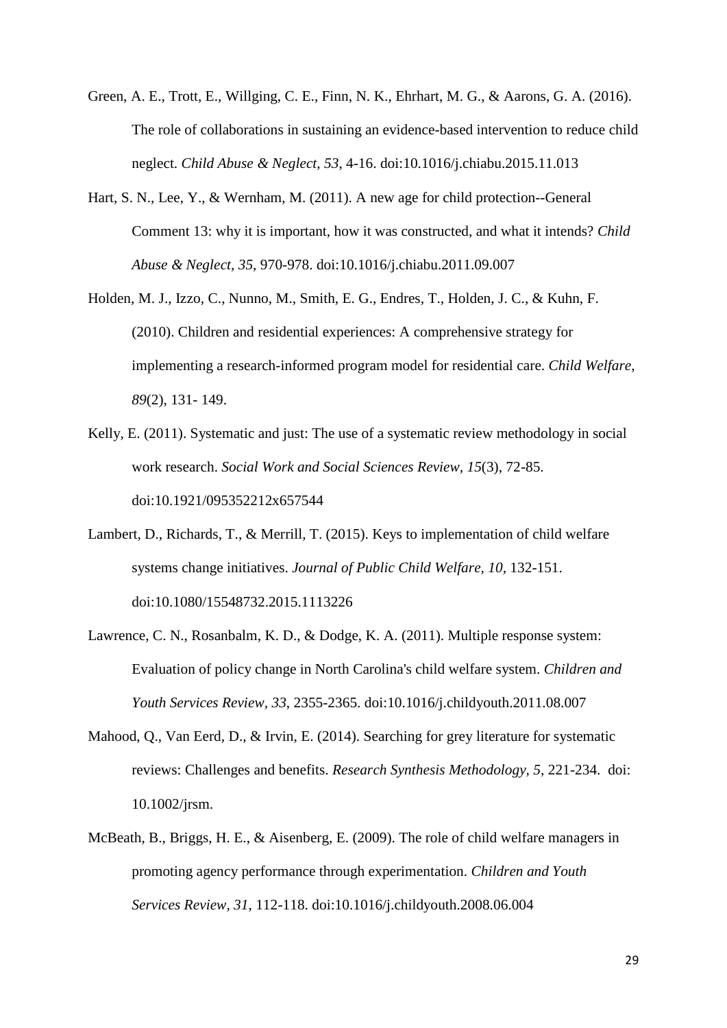Green, A. E., Trott, E., Willging, C. E., Finn, N. K., Ehrhart, M. G., & Aarons, G. A. (2016). The role of collaborations in sustaining an evidence-based intervention to reduce child neglect. *Child Abuse & Neglect, 53*, 4-16. doi:10.1016/j.chiabu.2015.11.013

Hart, S. N., Lee, Y., & Wernham, M. (2011). A new age for child protection--General Comment 13: why it is important, how it was constructed, and what it intends? *Child Abuse & Neglect, 35*, 970-978. doi:10.1016/j.chiabu.2011.09.007

Holden, M. J., Izzo, C., Nunno, M., Smith, E. G., Endres, T., Holden, J. C., & Kuhn, F. (2010). Children and residential experiences: A comprehensive strategy for implementing a research-informed program model for residential care. *Child Welfare, 89*(2), 131- 149.

Kelly, E. (2011). Systematic and just: The use of a systematic review methodology in social work research. *Social Work and Social Sciences Review, 15*(3), 72-85. doi:10.1921/095352212x657544

Lambert, D., Richards, T., & Merrill, T. (2015). Keys to implementation of child welfare systems change initiatives. *Journal of Public Child Welfare, 10*, 132-151. doi:10.1080/15548732.2015.1113226

Lawrence, C. N., Rosanbalm, K. D., & Dodge, K. A. (2011). Multiple response system: Evaluation of policy change in North Carolina's child welfare system. *Children and Youth Services Review, 33*, 2355-2365. doi:10.1016/j.childyouth.2011.08.007

Mahood, Q., Van Eerd, D., & Irvin, E. (2014). Searching for grey literature for systematic reviews: Challenges and benefits. *Research Synthesis Methodology, 5*, 221-234. doi: 10.1002/jrsm.

McBeath, B., Briggs, H. E., & Aisenberg, E. (2009). The role of child welfare managers in promoting agency performance through experimentation. *Children and Youth Services Review, 31*, 112-118. doi:10.1016/j.childyouth.2008.06.004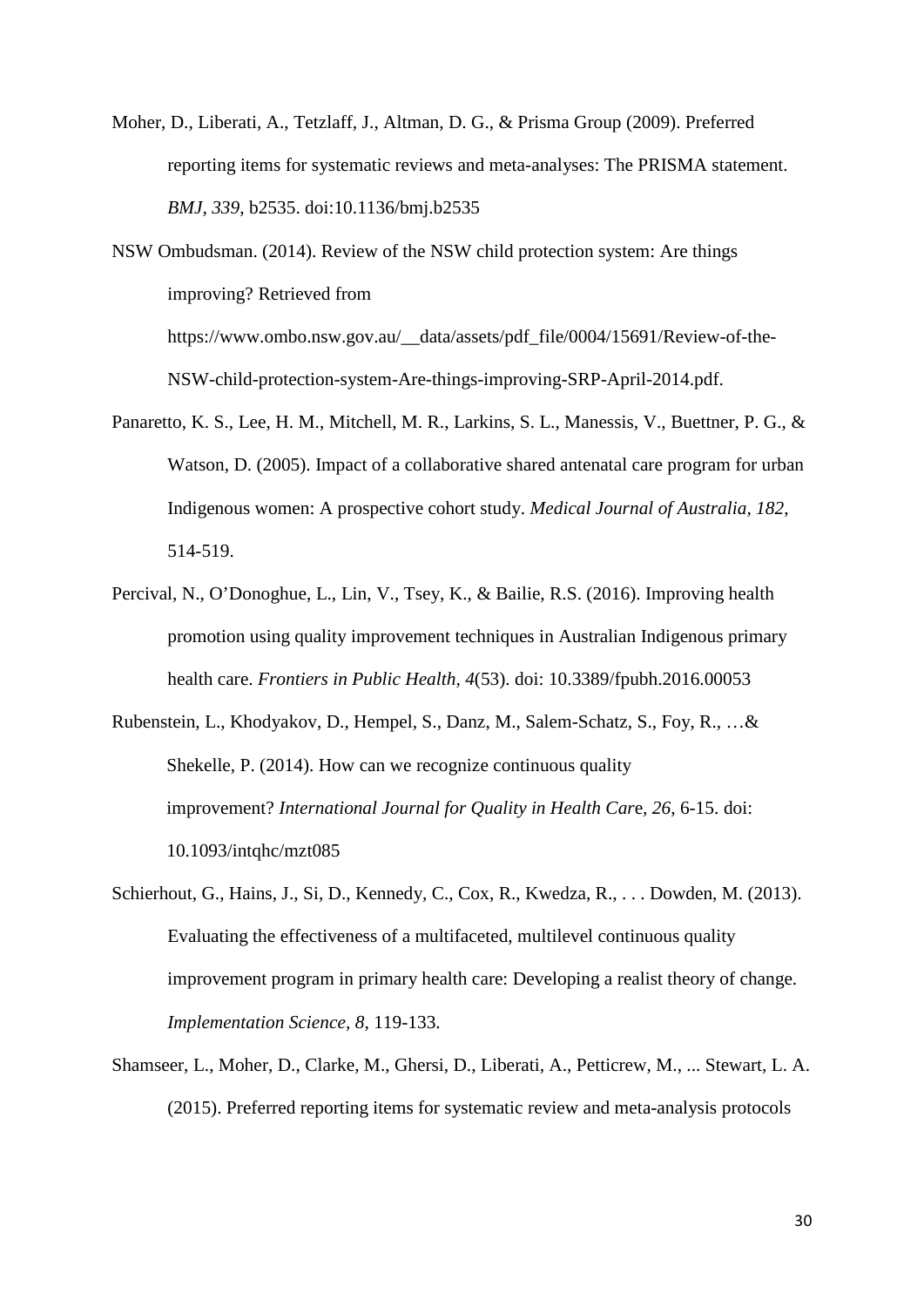Moher, D., Liberati, A., Tetzlaff, J., Altman, D. G., & Prisma Group (2009). Preferred reporting items for systematic reviews and meta-analyses: The PRISMA statement. *BMJ*, *339*, b2535. doi:10.1136/bmj.b2535

NSW Ombudsman. (2014). Review of the NSW child protection system: Are things improving? Retrieved from https://www.ombo.nsw.gov.au/__data/assets/pdf_file/0004/15691/Review-of-the-NSW-child-protection-system-Are-things-improving-SRP-April-2014.pdf.

Panaretto, K. S., Lee, H. M., Mitchell, M. R., Larkins, S. L., Manessis, V., Buettner, P. G., & Watson, D. (2005). Impact of a collaborative shared antenatal care program for urban Indigenous women: A prospective cohort study. *Medical Journal of Australia, 182*, 514-519.

Percival, N., O'Donoghue, L., Lin, V., Tsey, K., & Bailie, R.S. (2016). Improving health promotion using quality improvement techniques in Australian Indigenous primary health care. *Frontiers in Public Health, 4*(53). doi: 10.3389/fpubh.2016.00053

Rubenstein, L., Khodyakov, D., Hempel, S., Danz, M., Salem-Schatz, S., Foy, R., …& Shekelle, P. (2014). How can we recognize continuous quality improvement? *International Journal for Quality in Health Car*e, *26*, 6-15. doi: 10.1093/intqhc/mzt085

Schierhout, G., Hains, J., Si, D., Kennedy, C., Cox, R., Kwedza, R., . . . Dowden, M. (2013). Evaluating the effectiveness of a multifaceted, multilevel continuous quality improvement program in primary health care: Developing a realist theory of change. *Implementation Science, 8*, 119-133.

Shamseer, L., Moher, D., Clarke, M., Ghersi, D., Liberati, A., Petticrew, M., ... Stewart, L. A. (2015). Preferred reporting items for systematic review and meta-analysis protocols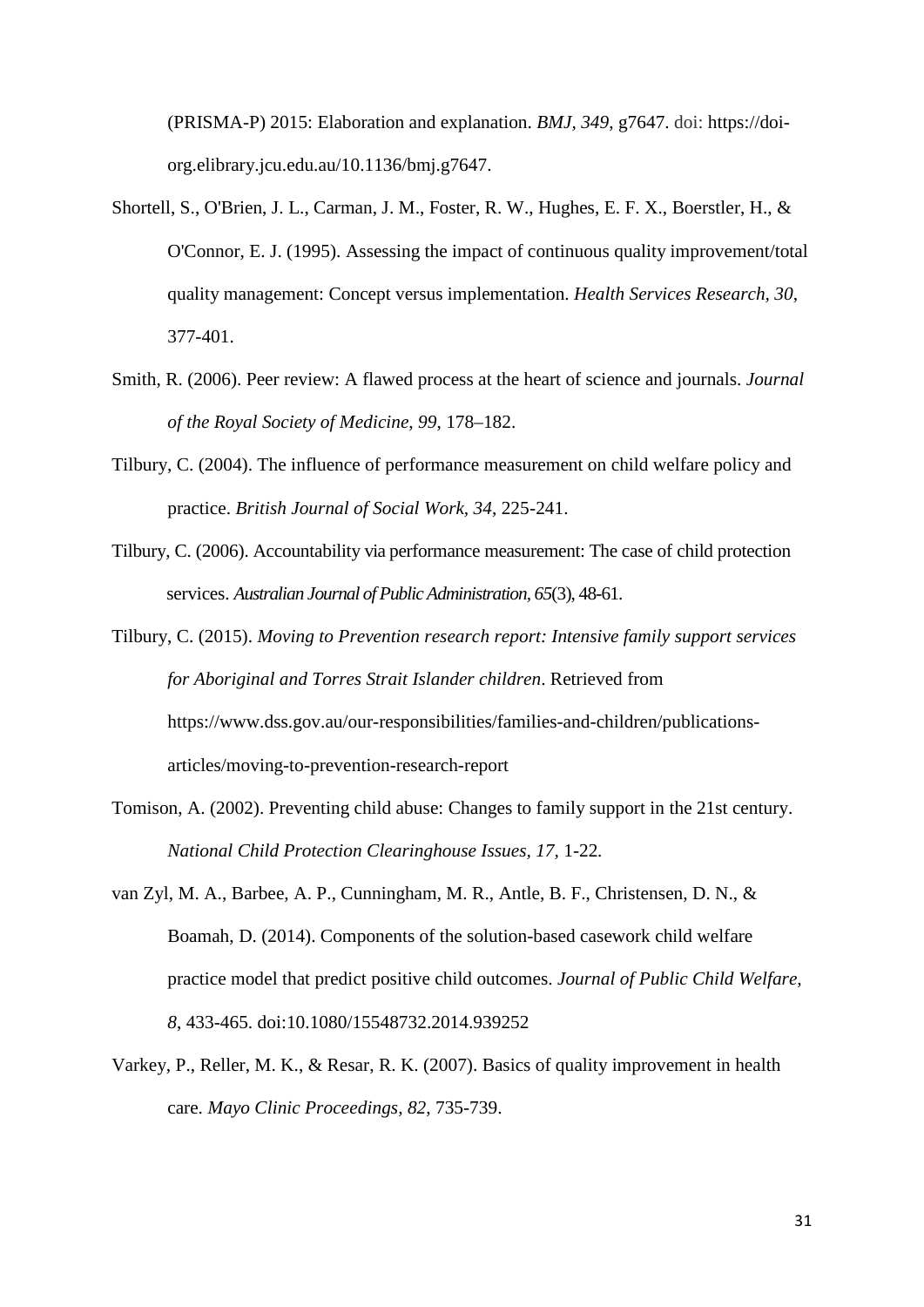(PRISMA-P) 2015: Elaboration and explanation. *BMJ, 349*, g7647. doi: https://doi-org.elibrary.jcu.edu.au/10.1136/bmj.g7647.

Shortell, S., O'Brien, J. L., Carman, J. M., Foster, R. W., Hughes, E. F. X., Boerstler, H., & O'Connor, E. J. (1995). Assessing the impact of continuous quality improvement/total quality management: Concept versus implementation. *Health Services Research, 30*, 377-401.

Smith, R. (2006). Peer review: A flawed process at the heart of science and journals. *Journal of the Royal Society of Medicine, 99*, 178–182.

Tilbury, C. (2004). The influence of performance measurement on child welfare policy and practice. *British Journal of Social Work, 34*, 225-241.

Tilbury, C. (2006). Accountability via performance measurement: The case of child protection services. *Australian Journal of Public Administration, 65*(3), 48-61.

Tilbury, C. (2015). *Moving to Prevention research report: Intensive family support services for Aboriginal and Torres Strait Islander children*. Retrieved from https://www.dss.gov.au/our-responsibilities/families-and-children/publications-articles/moving-to-prevention-research-report

Tomison, A. (2002). Preventing child abuse: Changes to family support in the 21st century. *National Child Protection Clearinghouse Issues, 17*, 1-22.

van Zyl, M. A., Barbee, A. P., Cunningham, M. R., Antle, B. F., Christensen, D. N., & Boamah, D. (2014). Components of the solution-based casework child welfare practice model that predict positive child outcomes. *Journal of Public Child Welfare, 8*, 433-465. doi:10.1080/15548732.2014.939252

Varkey, P., Reller, M. K., & Resar, R. K. (2007). Basics of quality improvement in health care. *Mayo Clinic Proceedings, 82*, 735-739.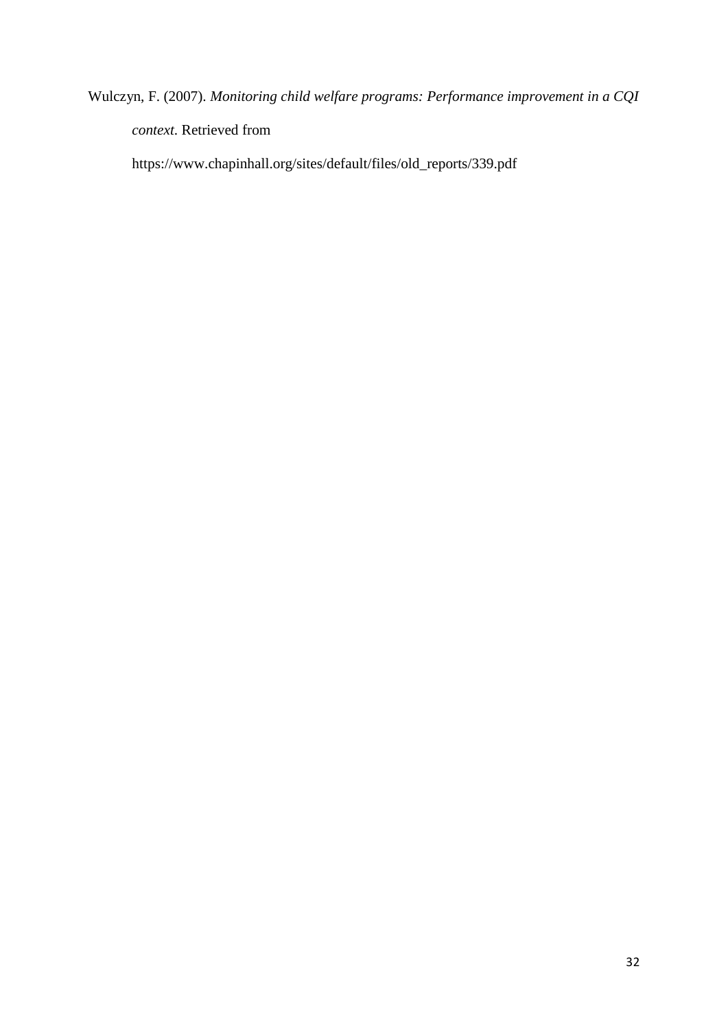Wulczyn, F. (2007). *Monitoring child welfare programs: Performance improvement in a CQI context*. Retrieved from https://www.chapinhall.org/sites/default/files/old_reports/339.pdf